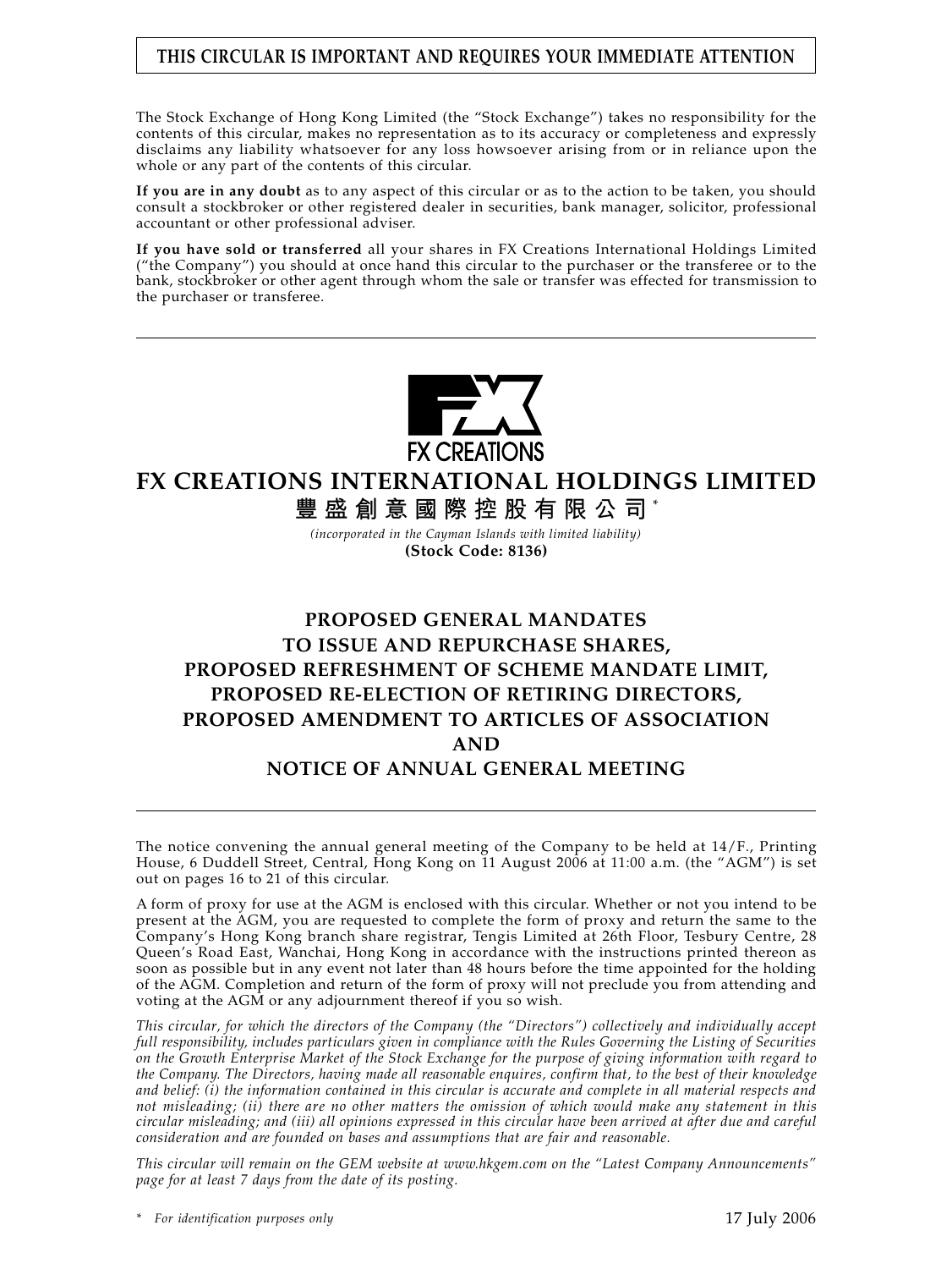**THIS CIRCULAR IS IMPORTANT AND REQUIRES YOUR IMMEDIATE ATTENTION**

The Stock Exchange of Hong Kong Limited (the "Stock Exchange") takes no responsibility for the contents of this circular, makes no representation as to its accuracy or completeness and expressly disclaims any liability whatsoever for any loss howsoever arising from or in reliance upon the whole or any part of the contents of this circular.

**If you are in any doubt** as to any aspect of this circular or as to the action to be taken, you should consult a stockbroker or other registered dealer in securities, bank manager, solicitor, professional accountant or other professional adviser.

**If you have sold or transferred** all your shares in FX Creations International Holdings Limited ("the Company") you should at once hand this circular to the purchaser or the transferee or to the bank, stockbroker or other agent through whom the sale or transfer was effected for transmission to the purchaser or transferee.

FX CREATIONS

# FX CREATIONS INTERNATIONAL HOLDINGS LIMITED

# 豐盛創意國際控股有限公司*

*(incorporated in the Cayman Islands with limited liability)*

**(Stock Code: 8136)**

## PROPOSED GENERAL MANDATES TO ISSUE AND REPURCHASE SHARES, PROPOSED REFRESHMENT OF SCHEME MANDATE LIMIT, PROPOSED RE-ELECTION OF RETIRING DIRECTORS, PROPOSED AMENDMENT TO ARTICLES OF ASSOCIATION AND NOTICE OF ANNUAL GENERAL MEETING

The notice convening the annual general meeting of the Company to be held at 14/F., Printing House, 6 Duddell Street, Central, Hong Kong on 11 August 2006 at 11:00 a.m. (the "AGM") is set out on pages 16 to 21 of this circular.

A form of proxy for use at the AGM is enclosed with this circular. Whether or not you intend to be present at the AGM, you are requested to complete the form of proxy and return the same to the Company's Hong Kong branch share registrar, Tengis Limited at 26th Floor, Tesbury Centre, 28 Queen's Road East, Wanchai, Hong Kong in accordance with the instructions printed thereon as soon as possible but in any event not later than 48 hours before the time appointed for the holding of the AGM. Completion and return of the form of proxy will not preclude you from attending and voting at the AGM or any adjournment thereof if you so wish.

*This circular, for which the directors of the Company (the "Directors") collectively and individually accept full responsibility, includes particulars given in compliance with the Rules Governing the Listing of Securities on the Growth Enterprise Market of the Stock Exchange for the purpose of giving information with regard to the Company. The Directors, having made all reasonable enquires, confirm that, to the best of their knowledge and belief: (i) the information contained in this circular is accurate and complete in all material respects and not misleading; (ii) there are no other matters the omission of which would make any statement in this circular misleading; and (iii) all opinions expressed in this circular have been arrived at after due and careful consideration and are founded on bases and assumptions that are fair and reasonable.*

*This circular will remain on the GEM website at www.hkgem.com on the "Latest Company Announcements" page for at least 7 days from the date of its posting.*

\* *For identification purposes only*

17 July 2006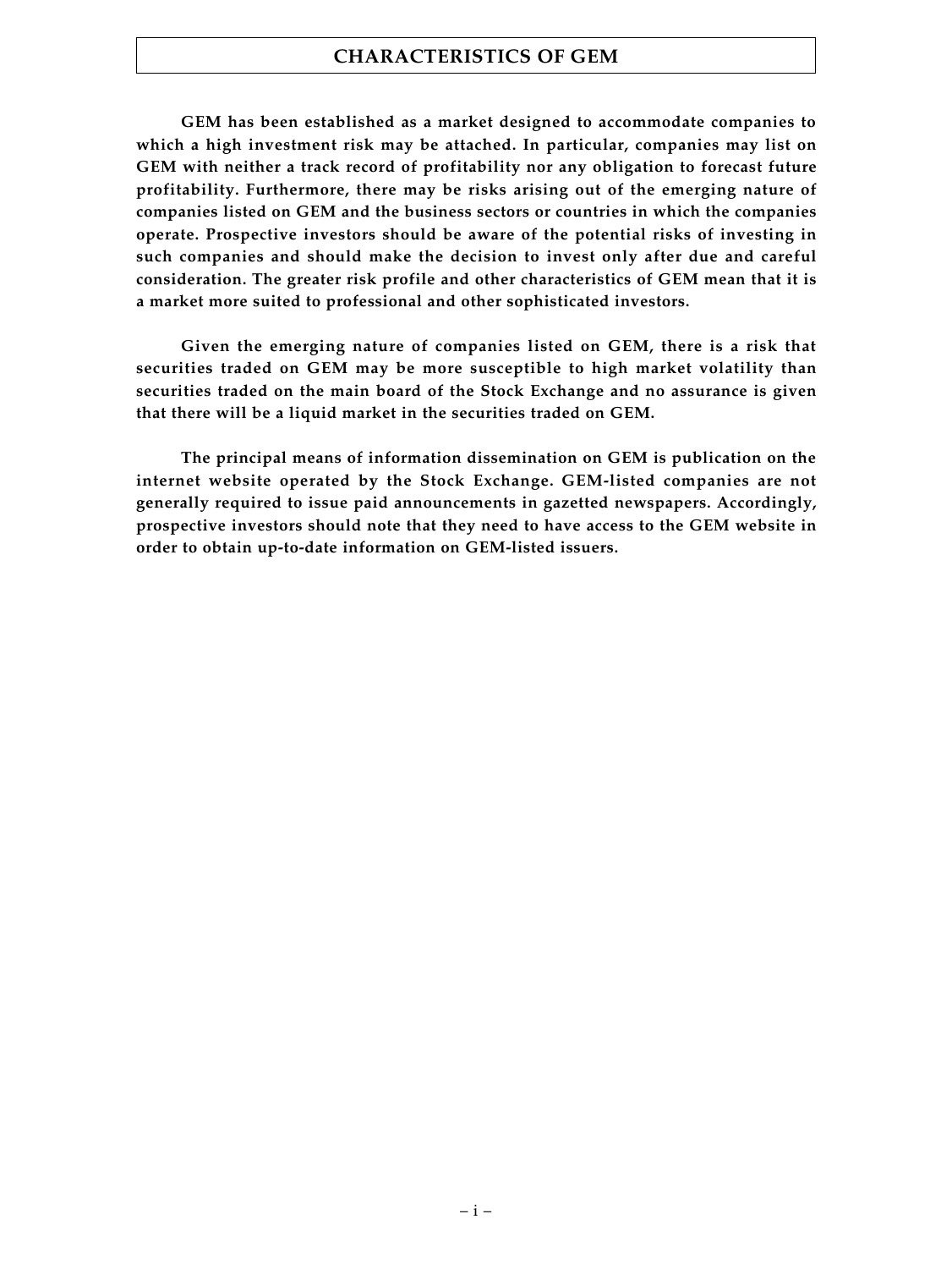# CHARACTERISTICS OF GEM

**GEM has been established as a market designed to accommodate companies to which a high investment risk may be attached. In particular, companies may list on GEM with neither a track record of profitability nor any obligation to forecast future profitability. Furthermore, there may be risks arising out of the emerging nature of companies listed on GEM and the business sectors or countries in which the companies operate. Prospective investors should be aware of the potential risks of investing in such companies and should make the decision to invest only after due and careful consideration. The greater risk profile and other characteristics of GEM mean that it is a market more suited to professional and other sophisticated investors.**

**Given the emerging nature of companies listed on GEM, there is a risk that securities traded on GEM may be more susceptible to high market volatility than securities traded on the main board of the Stock Exchange and no assurance is given that there will be a liquid market in the securities traded on GEM.**

**The principal means of information dissemination on GEM is publication on the internet website operated by the Stock Exchange. GEM-listed companies are not generally required to issue paid announcements in gazetted newspapers. Accordingly, prospective investors should note that they need to have access to the GEM website in order to obtain up-to-date information on GEM-listed issuers.**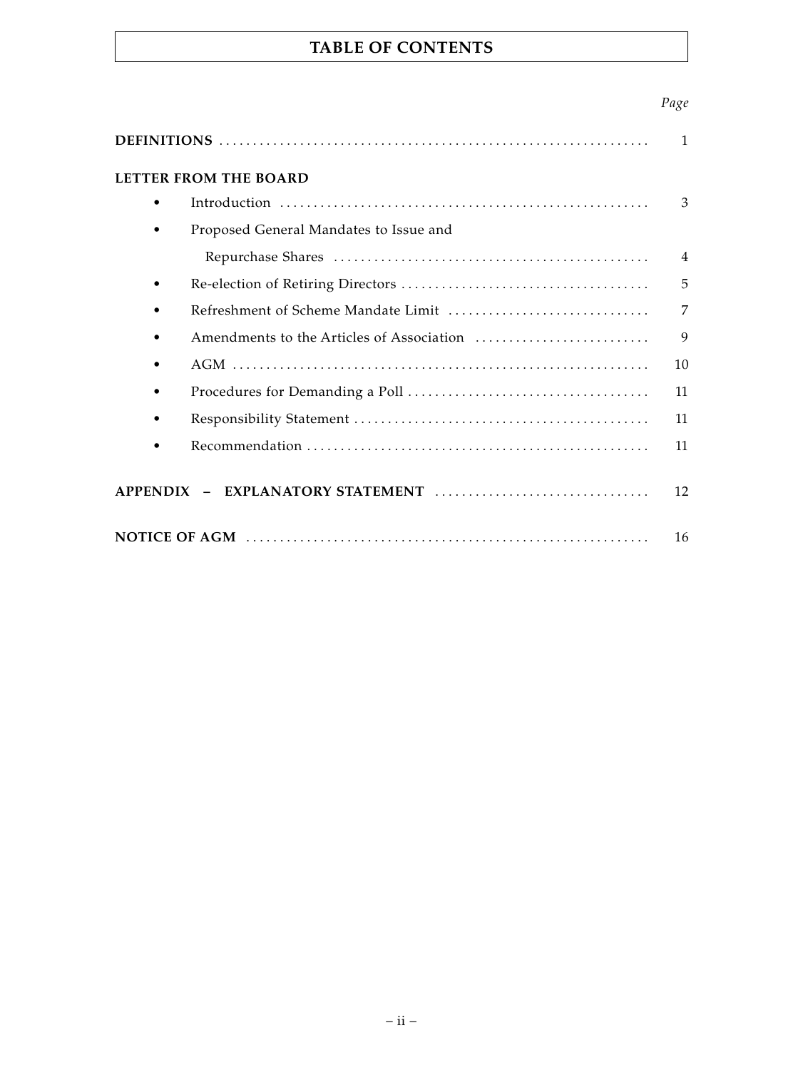# TABLE OF CONTENTS

| | *Page* |
|---|---|
| **DEFINITIONS** | 1 |
| **LETTER FROM THE BOARD** | |
| • Introduction | 3 |
| • Proposed General Mandates to Issue and Repurchase Shares | 4 |
| • Re-election of Retiring Directors | 5 |
| • Refreshment of Scheme Mandate Limit | 7 |
| • Amendments to the Articles of Association | 9 |
| • AGM | 10 |
| • Procedures for Demanding a Poll | 11 |
| • Responsibility Statement | 11 |
| • Recommendation | 11 |
| **APPENDIX – EXPLANATORY STATEMENT** | 12 |
| **NOTICE OF AGM** | 16 |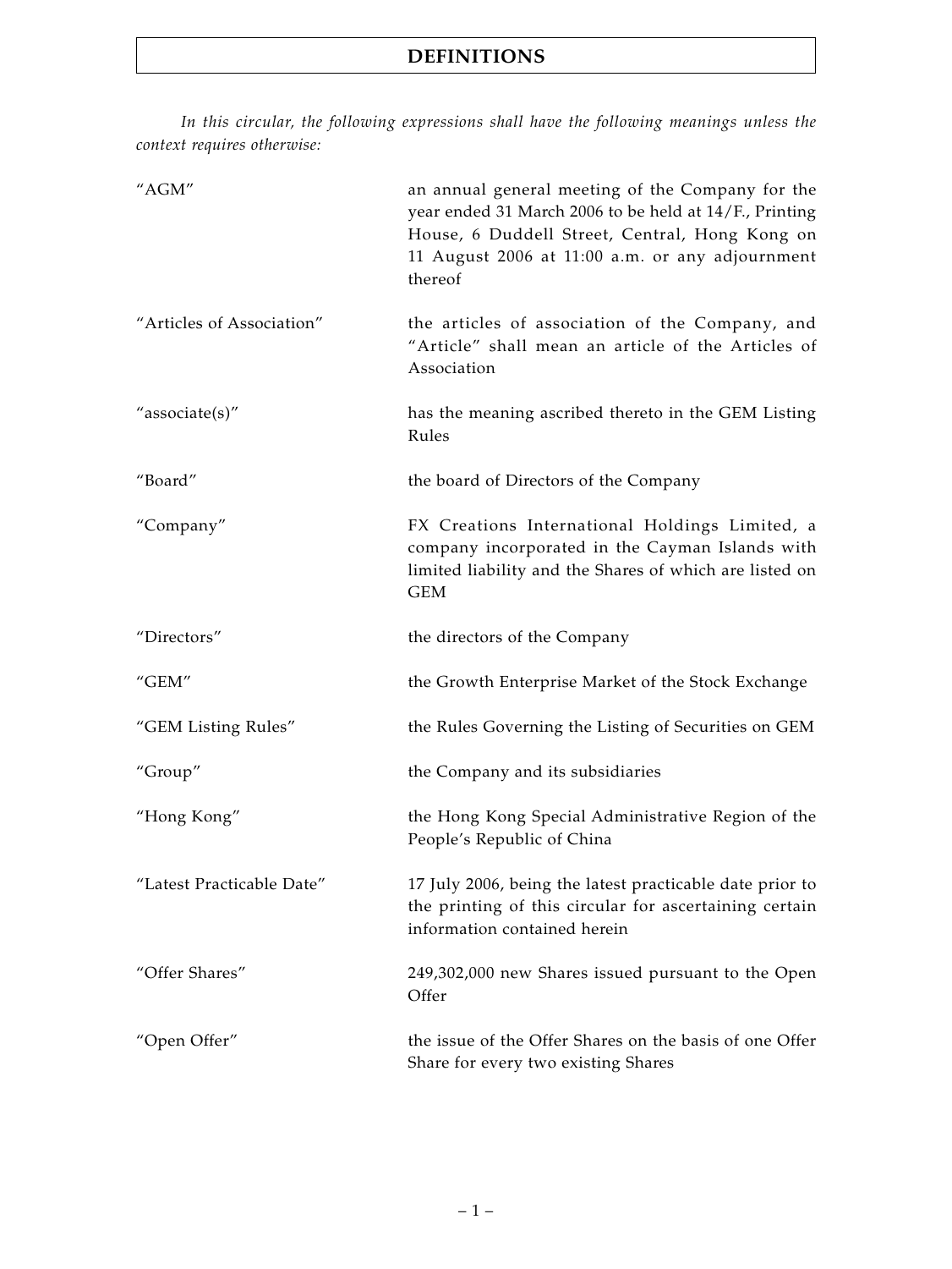# DEFINITIONS

*In this circular, the following expressions shall have the following meanings unless the context requires otherwise:*

| | |
|---|---|
| "AGM" | an annual general meeting of the Company for the year ended 31 March 2006 to be held at 14/F., Printing House, 6 Duddell Street, Central, Hong Kong on 11 August 2006 at 11:00 a.m. or any adjournment thereof |
| "Articles of Association" | the articles of association of the Company, and "Article" shall mean an article of the Articles of Association |
| "associate(s)" | has the meaning ascribed thereto in the GEM Listing Rules |
| "Board" | the board of Directors of the Company |
| "Company" | FX Creations International Holdings Limited, a company incorporated in the Cayman Islands with limited liability and the Shares of which are listed on GEM |
| "Directors" | the directors of the Company |
| "GEM" | the Growth Enterprise Market of the Stock Exchange |
| "GEM Listing Rules" | the Rules Governing the Listing of Securities on GEM |
| "Group" | the Company and its subsidiaries |
| "Hong Kong" | the Hong Kong Special Administrative Region of the People's Republic of China |
| "Latest Practicable Date" | 17 July 2006, being the latest practicable date prior to the printing of this circular for ascertaining certain information contained herein |
| "Offer Shares" | 249,302,000 new Shares issued pursuant to the Open Offer |
| "Open Offer" | the issue of the Offer Shares on the basis of one Offer Share for every two existing Shares |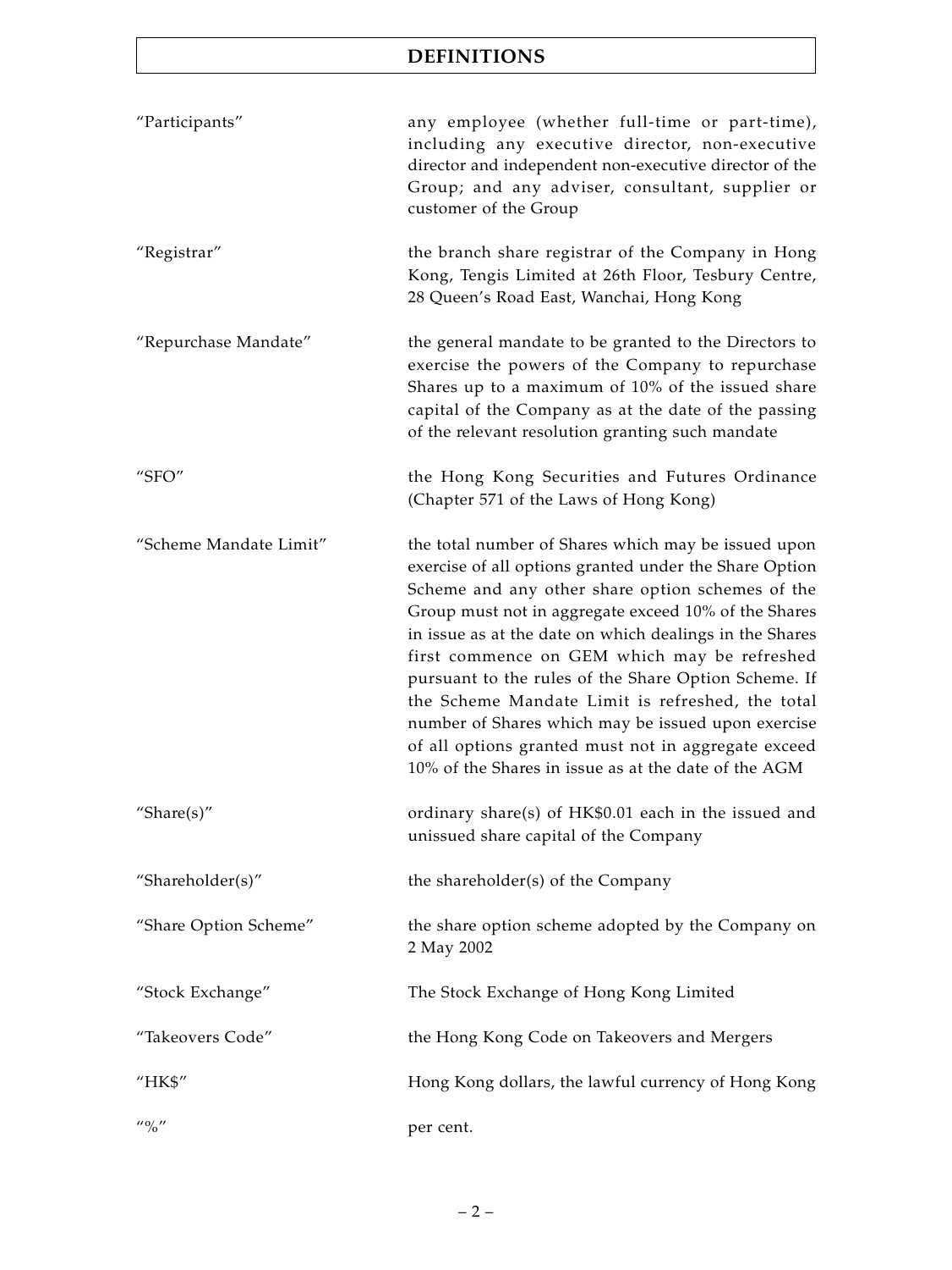# DEFINITIONS

| | |
|---|---|
| "Participants" | any employee (whether full-time or part-time), including any executive director, non-executive director and independent non-executive director of the Group; and any adviser, consultant, supplier or customer of the Group |
| "Registrar" | the branch share registrar of the Company in Hong Kong, Tengis Limited at 26th Floor, Tesbury Centre, 28 Queen's Road East, Wanchai, Hong Kong |
| "Repurchase Mandate" | the general mandate to be granted to the Directors to exercise the powers of the Company to repurchase Shares up to a maximum of 10% of the issued share capital of the Company as at the date of the passing of the relevant resolution granting such mandate |
| "SFO" | the Hong Kong Securities and Futures Ordinance (Chapter 571 of the Laws of Hong Kong) |
| "Scheme Mandate Limit" | the total number of Shares which may be issued upon exercise of all options granted under the Share Option Scheme and any other share option schemes of the Group must not in aggregate exceed 10% of the Shares in issue as at the date on which dealings in the Shares first commence on GEM which may be refreshed pursuant to the rules of the Share Option Scheme. If the Scheme Mandate Limit is refreshed, the total number of Shares which may be issued upon exercise of all options granted must not in aggregate exceed 10% of the Shares in issue as at the date of the AGM |
| "Share(s)" | ordinary share(s) of HK$0.01 each in the issued and unissued share capital of the Company |
| "Shareholder(s)" | the shareholder(s) of the Company |
| "Share Option Scheme" | the share option scheme adopted by the Company on 2 May 2002 |
| "Stock Exchange" | The Stock Exchange of Hong Kong Limited |
| "Takeovers Code" | the Hong Kong Code on Takeovers and Mergers |
| "HK$" | Hong Kong dollars, the lawful currency of Hong Kong |
| "%" | per cent. |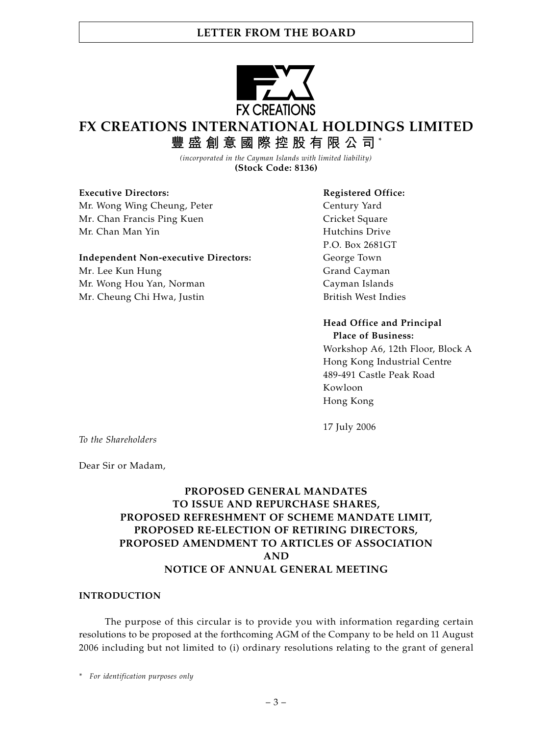# FX CREATIONS INTERNATIONAL HOLDINGS LIMITED

**豐盛創意國際控股有限公司** *

*(incorporated in the Cayman Islands with limited liability)*

**(Stock Code: 8136)**

**Executive Directors:**
Mr. Wong Wing Cheung, Peter
Mr. Chan Francis Ping Kuen
Mr. Chan Man Yin

**Independent Non-executive Directors:**
Mr. Lee Kun Hung
Mr. Wong Hou Yan, Norman
Mr. Cheung Chi Hwa, Justin

**Registered Office:**
Century Yard
Cricket Square
Hutchins Drive
P.O. Box 2681GT
George Town
Grand Cayman
Cayman Islands
British West Indies

**Head Office and Principal Place of Business:**
Workshop A6, 12th Floor, Block A
Hong Kong Industrial Centre
489-491 Castle Peak Road
Kowloon
Hong Kong

17 July 2006

*To the Shareholders*

Dear Sir or Madam,

**PROPOSED GENERAL MANDATES TO ISSUE AND REPURCHASE SHARES, PROPOSED REFRESHMENT OF SCHEME MANDATE LIMIT, PROPOSED RE-ELECTION OF RETIRING DIRECTORS, PROPOSED AMENDMENT TO ARTICLES OF ASSOCIATION AND NOTICE OF ANNUAL GENERAL MEETING**

## INTRODUCTION

The purpose of this circular is to provide you with information regarding certain resolutions to be proposed at the forthcoming AGM of the Company to be held on 11 August 2006 including but not limited to (i) ordinary resolutions relating to the grant of general

\* *For identification purposes only*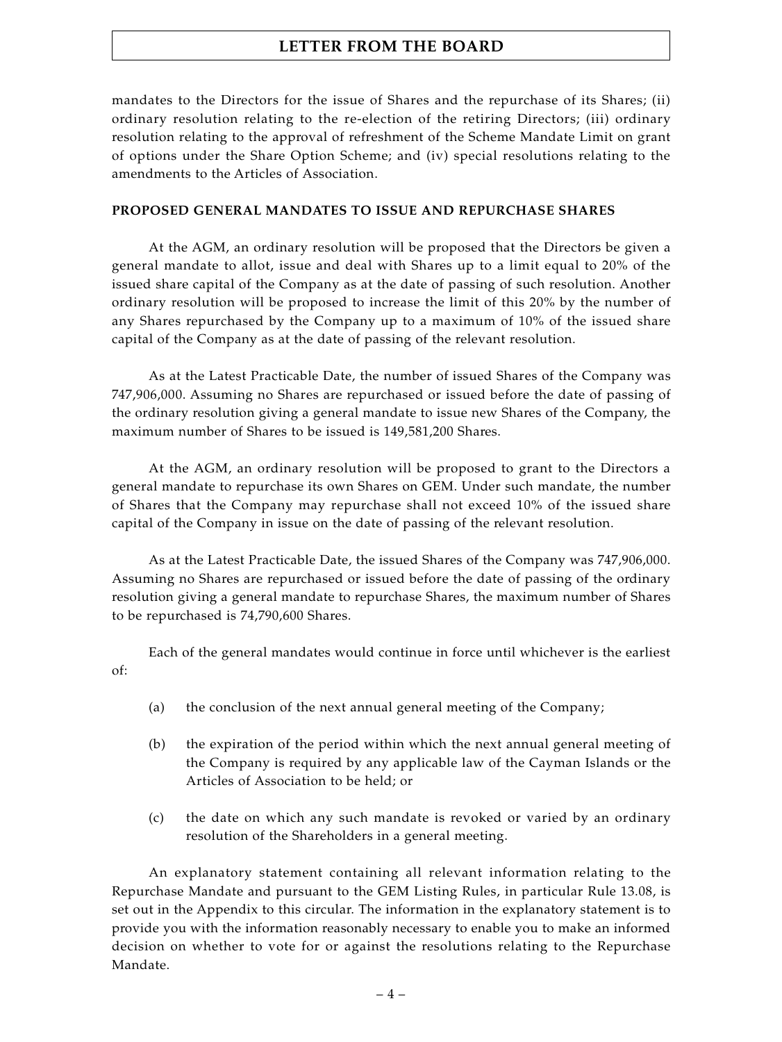mandates to the Directors for the issue of Shares and the repurchase of its Shares; (ii) ordinary resolution relating to the re-election of the retiring Directors; (iii) ordinary resolution relating to the approval of refreshment of the Scheme Mandate Limit on grant of options under the Share Option Scheme; and (iv) special resolutions relating to the amendments to the Articles of Association.

**PROPOSED GENERAL MANDATES TO ISSUE AND REPURCHASE SHARES**

At the AGM, an ordinary resolution will be proposed that the Directors be given a general mandate to allot, issue and deal with Shares up to a limit equal to 20% of the issued share capital of the Company as at the date of passing of such resolution. Another ordinary resolution will be proposed to increase the limit of this 20% by the number of any Shares repurchased by the Company up to a maximum of 10% of the issued share capital of the Company as at the date of passing of the relevant resolution.

As at the Latest Practicable Date, the number of issued Shares of the Company was 747,906,000. Assuming no Shares are repurchased or issued before the date of passing of the ordinary resolution giving a general mandate to issue new Shares of the Company, the maximum number of Shares to be issued is 149,581,200 Shares.

At the AGM, an ordinary resolution will be proposed to grant to the Directors a general mandate to repurchase its own Shares on GEM. Under such mandate, the number of Shares that the Company may repurchase shall not exceed 10% of the issued share capital of the Company in issue on the date of passing of the relevant resolution.

As at the Latest Practicable Date, the issued Shares of the Company was 747,906,000. Assuming no Shares are repurchased or issued before the date of passing of the ordinary resolution giving a general mandate to repurchase Shares, the maximum number of Shares to be repurchased is 74,790,600 Shares.

Each of the general mandates would continue in force until whichever is the earliest of:

(a) the conclusion of the next annual general meeting of the Company;

(b) the expiration of the period within which the next annual general meeting of the Company is required by any applicable law of the Cayman Islands or the Articles of Association to be held; or

(c) the date on which any such mandate is revoked or varied by an ordinary resolution of the Shareholders in a general meeting.

An explanatory statement containing all relevant information relating to the Repurchase Mandate and pursuant to the GEM Listing Rules, in particular Rule 13.08, is set out in the Appendix to this circular. The information in the explanatory statement is to provide you with the information reasonably necessary to enable you to make an informed decision on whether to vote for or against the resolutions relating to the Repurchase Mandate.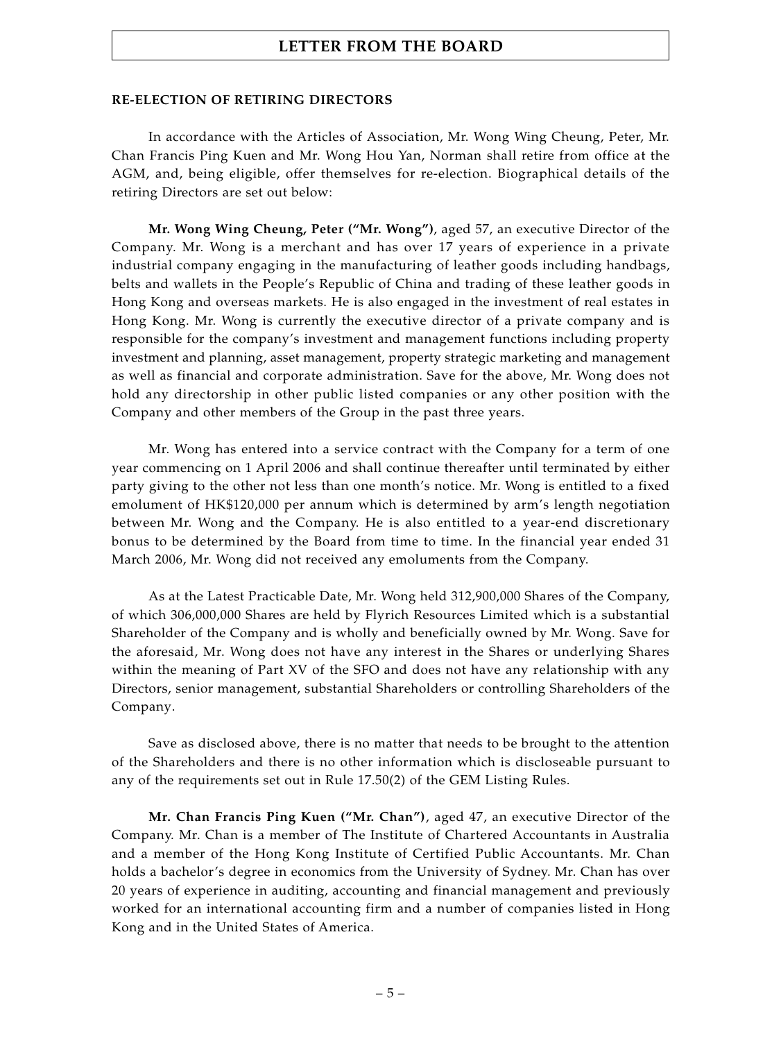## RE-ELECTION OF RETIRING DIRECTORS

In accordance with the Articles of Association, Mr. Wong Wing Cheung, Peter, Mr. Chan Francis Ping Kuen and Mr. Wong Hou Yan, Norman shall retire from office at the AGM, and, being eligible, offer themselves for re-election. Biographical details of the retiring Directors are set out below:

**Mr. Wong Wing Cheung, Peter ("Mr. Wong")**, aged 57, an executive Director of the Company. Mr. Wong is a merchant and has over 17 years of experience in a private industrial company engaging in the manufacturing of leather goods including handbags, belts and wallets in the People's Republic of China and trading of these leather goods in Hong Kong and overseas markets. He is also engaged in the investment of real estates in Hong Kong. Mr. Wong is currently the executive director of a private company and is responsible for the company's investment and management functions including property investment and planning, asset management, property strategic marketing and management as well as financial and corporate administration. Save for the above, Mr. Wong does not hold any directorship in other public listed companies or any other position with the Company and other members of the Group in the past three years.

Mr. Wong has entered into a service contract with the Company for a term of one year commencing on 1 April 2006 and shall continue thereafter until terminated by either party giving to the other not less than one month's notice. Mr. Wong is entitled to a fixed emolument of HK$120,000 per annum which is determined by arm's length negotiation between Mr. Wong and the Company. He is also entitled to a year-end discretionary bonus to be determined by the Board from time to time. In the financial year ended 31 March 2006, Mr. Wong did not received any emoluments from the Company.

As at the Latest Practicable Date, Mr. Wong held 312,900,000 Shares of the Company, of which 306,000,000 Shares are held by Flyrich Resources Limited which is a substantial Shareholder of the Company and is wholly and beneficially owned by Mr. Wong. Save for the aforesaid, Mr. Wong does not have any interest in the Shares or underlying Shares within the meaning of Part XV of the SFO and does not have any relationship with any Directors, senior management, substantial Shareholders or controlling Shareholders of the Company.

Save as disclosed above, there is no matter that needs to be brought to the attention of the Shareholders and there is no other information which is discloseable pursuant to any of the requirements set out in Rule 17.50(2) of the GEM Listing Rules.

**Mr. Chan Francis Ping Kuen ("Mr. Chan")**, aged 47, an executive Director of the Company. Mr. Chan is a member of The Institute of Chartered Accountants in Australia and a member of the Hong Kong Institute of Certified Public Accountants. Mr. Chan holds a bachelor's degree in economics from the University of Sydney. Mr. Chan has over 20 years of experience in auditing, accounting and financial management and previously worked for an international accounting firm and a number of companies listed in Hong Kong and in the United States of America.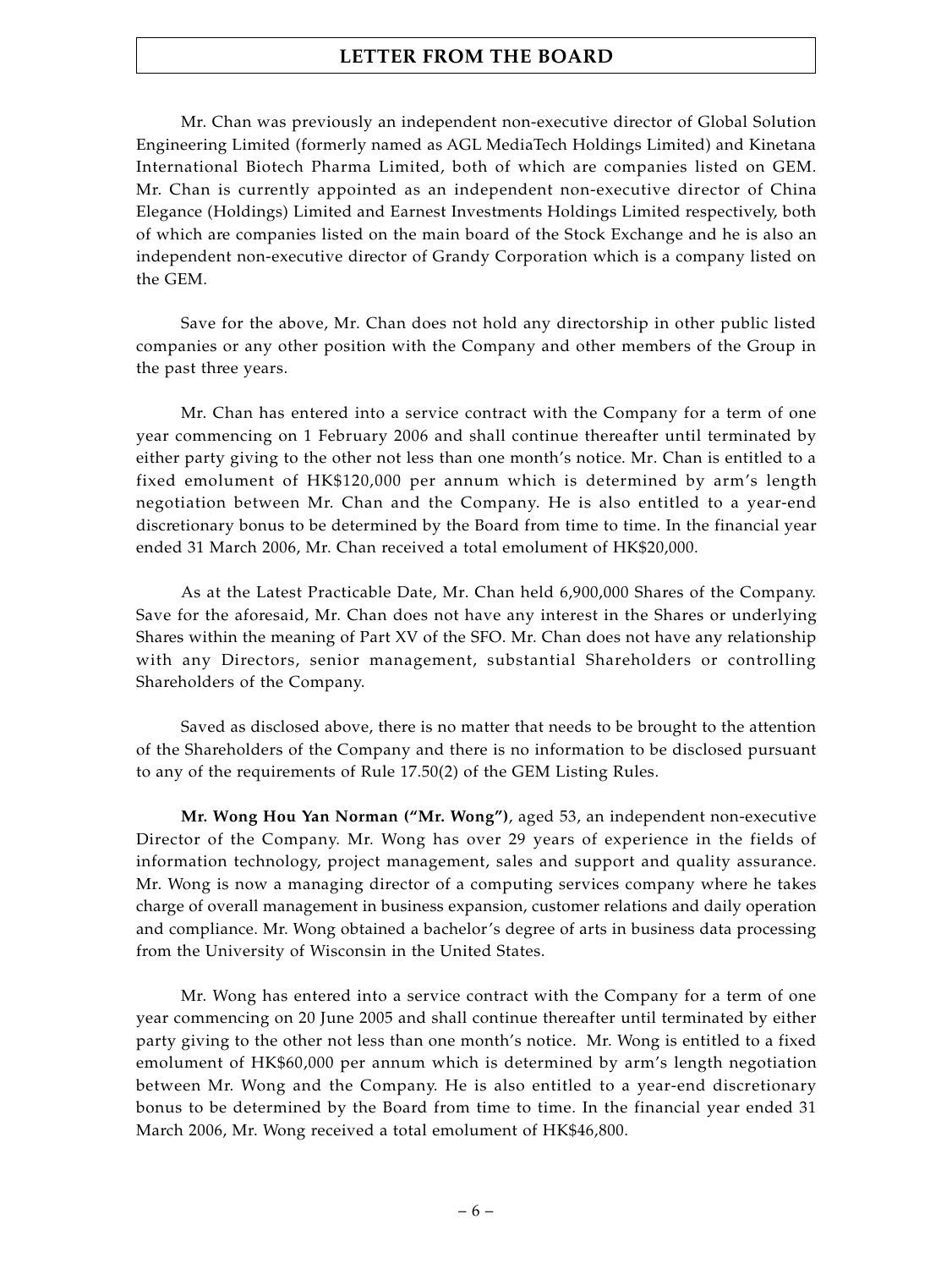Mr. Chan was previously an independent non-executive director of Global Solution Engineering Limited (formerly named as AGL MediaTech Holdings Limited) and Kinetana International Biotech Pharma Limited, both of which are companies listed on GEM. Mr. Chan is currently appointed as an independent non-executive director of China Elegance (Holdings) Limited and Earnest Investments Holdings Limited respectively, both of which are companies listed on the main board of the Stock Exchange and he is also an independent non-executive director of Grandy Corporation which is a company listed on the GEM.

Save for the above, Mr. Chan does not hold any directorship in other public listed companies or any other position with the Company and other members of the Group in the past three years.

Mr. Chan has entered into a service contract with the Company for a term of one year commencing on 1 February 2006 and shall continue thereafter until terminated by either party giving to the other not less than one month's notice. Mr. Chan is entitled to a fixed emolument of HK$120,000 per annum which is determined by arm's length negotiation between Mr. Chan and the Company. He is also entitled to a year-end discretionary bonus to be determined by the Board from time to time. In the financial year ended 31 March 2006, Mr. Chan received a total emolument of HK$20,000.

As at the Latest Practicable Date, Mr. Chan held 6,900,000 Shares of the Company. Save for the aforesaid, Mr. Chan does not have any interest in the Shares or underlying Shares within the meaning of Part XV of the SFO. Mr. Chan does not have any relationship with any Directors, senior management, substantial Shareholders or controlling Shareholders of the Company.

Saved as disclosed above, there is no matter that needs to be brought to the attention of the Shareholders of the Company and there is no information to be disclosed pursuant to any of the requirements of Rule 17.50(2) of the GEM Listing Rules.

**Mr. Wong Hou Yan Norman ("Mr. Wong")**, aged 53, an independent non-executive Director of the Company. Mr. Wong has over 29 years of experience in the fields of information technology, project management, sales and support and quality assurance. Mr. Wong is now a managing director of a computing services company where he takes charge of overall management in business expansion, customer relations and daily operation and compliance. Mr. Wong obtained a bachelor's degree of arts in business data processing from the University of Wisconsin in the United States.

Mr. Wong has entered into a service contract with the Company for a term of one year commencing on 20 June 2005 and shall continue thereafter until terminated by either party giving to the other not less than one month's notice. Mr. Wong is entitled to a fixed emolument of HK$60,000 per annum which is determined by arm's length negotiation between Mr. Wong and the Company. He is also entitled to a year-end discretionary bonus to be determined by the Board from time to time. In the financial year ended 31 March 2006, Mr. Wong received a total emolument of HK$46,800.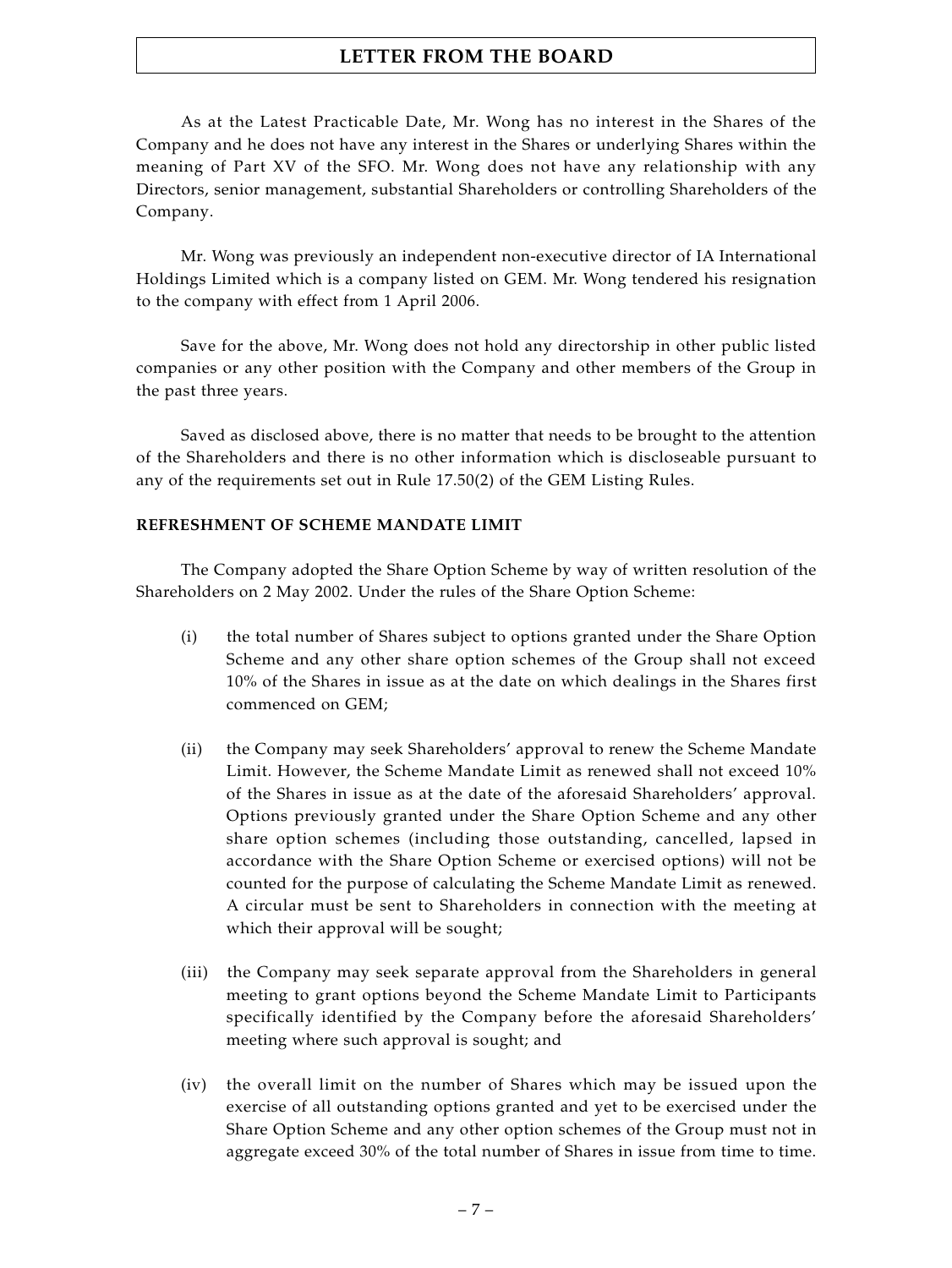As at the Latest Practicable Date, Mr. Wong has no interest in the Shares of the Company and he does not have any interest in the Shares or underlying Shares within the meaning of Part XV of the SFO. Mr. Wong does not have any relationship with any Directors, senior management, substantial Shareholders or controlling Shareholders of the Company.

Mr. Wong was previously an independent non-executive director of IA International Holdings Limited which is a company listed on GEM. Mr. Wong tendered his resignation to the company with effect from 1 April 2006.

Save for the above, Mr. Wong does not hold any directorship in other public listed companies or any other position with the Company and other members of the Group in the past three years.

Saved as disclosed above, there is no matter that needs to be brought to the attention of the Shareholders and there is no other information which is discloseable pursuant to any of the requirements set out in Rule 17.50(2) of the GEM Listing Rules.

**REFRESHMENT OF SCHEME MANDATE LIMIT**

The Company adopted the Share Option Scheme by way of written resolution of the Shareholders on 2 May 2002. Under the rules of the Share Option Scheme:

(i) the total number of Shares subject to options granted under the Share Option Scheme and any other share option schemes of the Group shall not exceed 10% of the Shares in issue as at the date on which dealings in the Shares first commenced on GEM;

(ii) the Company may seek Shareholders' approval to renew the Scheme Mandate Limit. However, the Scheme Mandate Limit as renewed shall not exceed 10% of the Shares in issue as at the date of the aforesaid Shareholders' approval. Options previously granted under the Share Option Scheme and any other share option schemes (including those outstanding, cancelled, lapsed in accordance with the Share Option Scheme or exercised options) will not be counted for the purpose of calculating the Scheme Mandate Limit as renewed. A circular must be sent to Shareholders in connection with the meeting at which their approval will be sought;

(iii) the Company may seek separate approval from the Shareholders in general meeting to grant options beyond the Scheme Mandate Limit to Participants specifically identified by the Company before the aforesaid Shareholders' meeting where such approval is sought; and

(iv) the overall limit on the number of Shares which may be issued upon the exercise of all outstanding options granted and yet to be exercised under the Share Option Scheme and any other option schemes of the Group must not in aggregate exceed 30% of the total number of Shares in issue from time to time.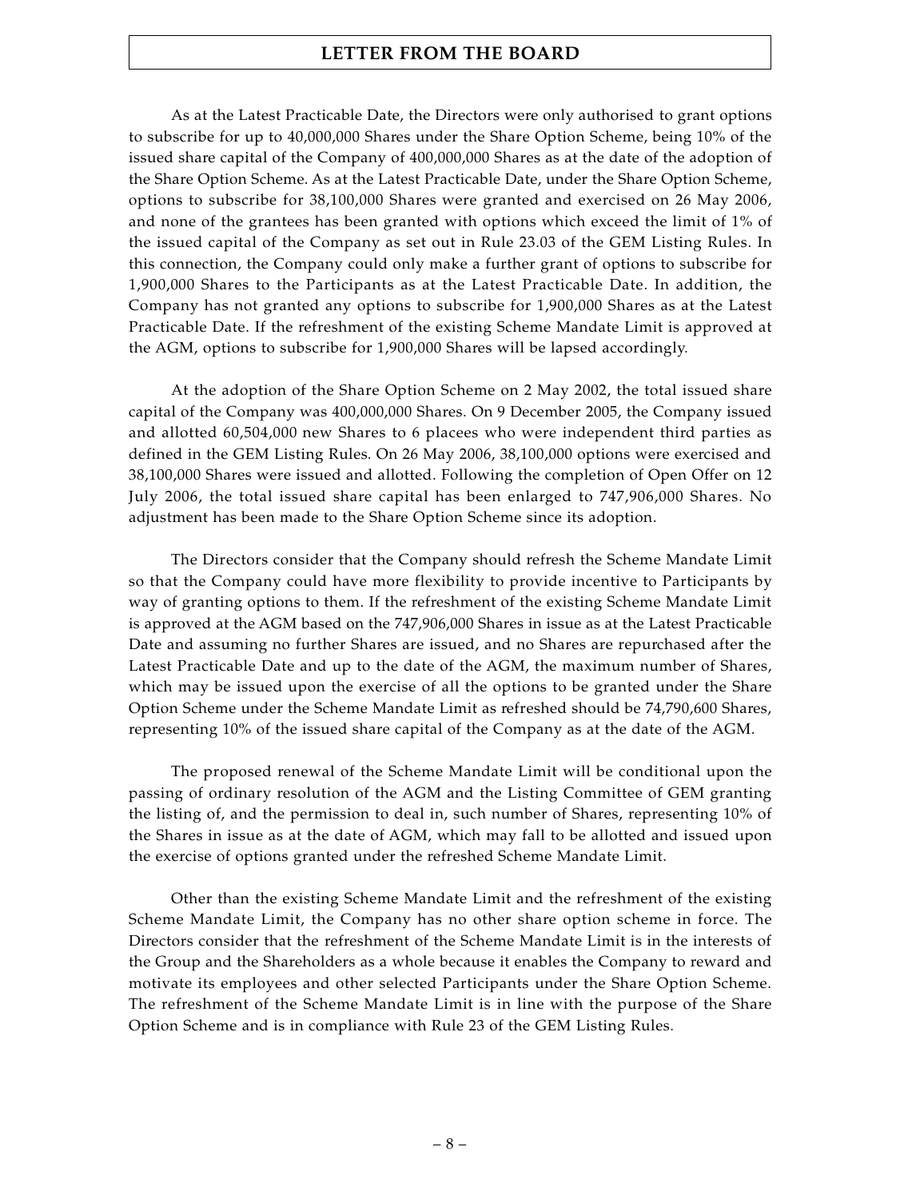As at the Latest Practicable Date, the Directors were only authorised to grant options to subscribe for up to 40,000,000 Shares under the Share Option Scheme, being 10% of the issued share capital of the Company of 400,000,000 Shares as at the date of the adoption of the Share Option Scheme. As at the Latest Practicable Date, under the Share Option Scheme, options to subscribe for 38,100,000 Shares were granted and exercised on 26 May 2006, and none of the grantees has been granted with options which exceed the limit of 1% of the issued capital of the Company as set out in Rule 23.03 of the GEM Listing Rules. In this connection, the Company could only make a further grant of options to subscribe for 1,900,000 Shares to the Participants as at the Latest Practicable Date. In addition, the Company has not granted any options to subscribe for 1,900,000 Shares as at the Latest Practicable Date. If the refreshment of the existing Scheme Mandate Limit is approved at the AGM, options to subscribe for 1,900,000 Shares will be lapsed accordingly.

At the adoption of the Share Option Scheme on 2 May 2002, the total issued share capital of the Company was 400,000,000 Shares. On 9 December 2005, the Company issued and allotted 60,504,000 new Shares to 6 placees who were independent third parties as defined in the GEM Listing Rules. On 26 May 2006, 38,100,000 options were exercised and 38,100,000 Shares were issued and allotted. Following the completion of Open Offer on 12 July 2006, the total issued share capital has been enlarged to 747,906,000 Shares. No adjustment has been made to the Share Option Scheme since its adoption.

The Directors consider that the Company should refresh the Scheme Mandate Limit so that the Company could have more flexibility to provide incentive to Participants by way of granting options to them. If the refreshment of the existing Scheme Mandate Limit is approved at the AGM based on the 747,906,000 Shares in issue as at the Latest Practicable Date and assuming no further Shares are issued, and no Shares are repurchased after the Latest Practicable Date and up to the date of the AGM, the maximum number of Shares, which may be issued upon the exercise of all the options to be granted under the Share Option Scheme under the Scheme Mandate Limit as refreshed should be 74,790,600 Shares, representing 10% of the issued share capital of the Company as at the date of the AGM.

The proposed renewal of the Scheme Mandate Limit will be conditional upon the passing of ordinary resolution of the AGM and the Listing Committee of GEM granting the listing of, and the permission to deal in, such number of Shares, representing 10% of the Shares in issue as at the date of AGM, which may fall to be allotted and issued upon the exercise of options granted under the refreshed Scheme Mandate Limit.

Other than the existing Scheme Mandate Limit and the refreshment of the existing Scheme Mandate Limit, the Company has no other share option scheme in force. The Directors consider that the refreshment of the Scheme Mandate Limit is in the interests of the Group and the Shareholders as a whole because it enables the Company to reward and motivate its employees and other selected Participants under the Share Option Scheme. The refreshment of the Scheme Mandate Limit is in line with the purpose of the Share Option Scheme and is in compliance with Rule 23 of the GEM Listing Rules.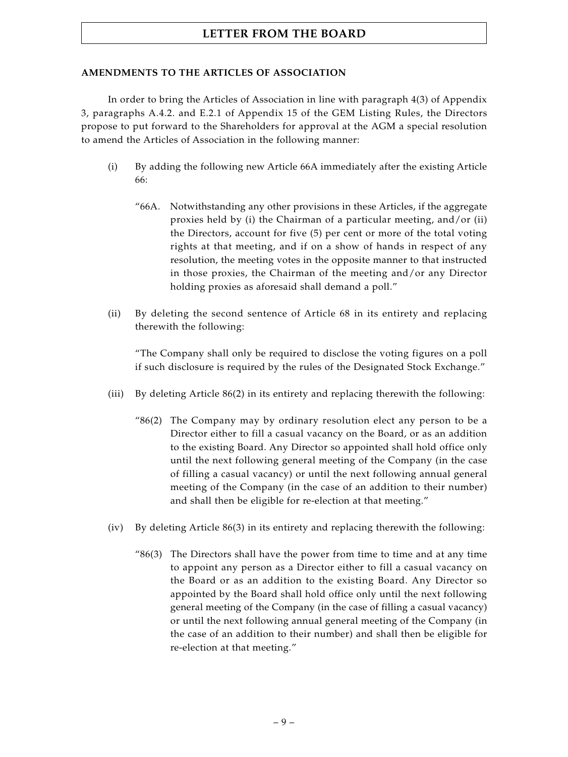## AMENDMENTS TO THE ARTICLES OF ASSOCIATION

In order to bring the Articles of Association in line with paragraph 4(3) of Appendix 3, paragraphs A.4.2. and E.2.1 of Appendix 15 of the GEM Listing Rules, the Directors propose to put forward to the Shareholders for approval at the AGM a special resolution to amend the Articles of Association in the following manner:

(i) By adding the following new Article 66A immediately after the existing Article 66:

> "66A. Notwithstanding any other provisions in these Articles, if the aggregate proxies held by (i) the Chairman of a particular meeting, and/or (ii) the Directors, account for five (5) per cent or more of the total voting rights at that meeting, and if on a show of hands in respect of any resolution, the meeting votes in the opposite manner to that instructed in those proxies, the Chairman of the meeting and/or any Director holding proxies as aforesaid shall demand a poll."

(ii) By deleting the second sentence of Article 68 in its entirety and replacing therewith the following:

> "The Company shall only be required to disclose the voting figures on a poll if such disclosure is required by the rules of the Designated Stock Exchange."

(iii) By deleting Article 86(2) in its entirety and replacing therewith the following:

> "86(2) The Company may by ordinary resolution elect any person to be a Director either to fill a casual vacancy on the Board, or as an addition to the existing Board. Any Director so appointed shall hold office only until the next following general meeting of the Company (in the case of filling a casual vacancy) or until the next following annual general meeting of the Company (in the case of an addition to their number) and shall then be eligible for re-election at that meeting."

(iv) By deleting Article 86(3) in its entirety and replacing therewith the following:

> "86(3) The Directors shall have the power from time to time and at any time to appoint any person as a Director either to fill a casual vacancy on the Board or as an addition to the existing Board. Any Director so appointed by the Board shall hold office only until the next following general meeting of the Company (in the case of filling a casual vacancy) or until the next following annual general meeting of the Company (in the case of an addition to their number) and shall then be eligible for re-election at that meeting."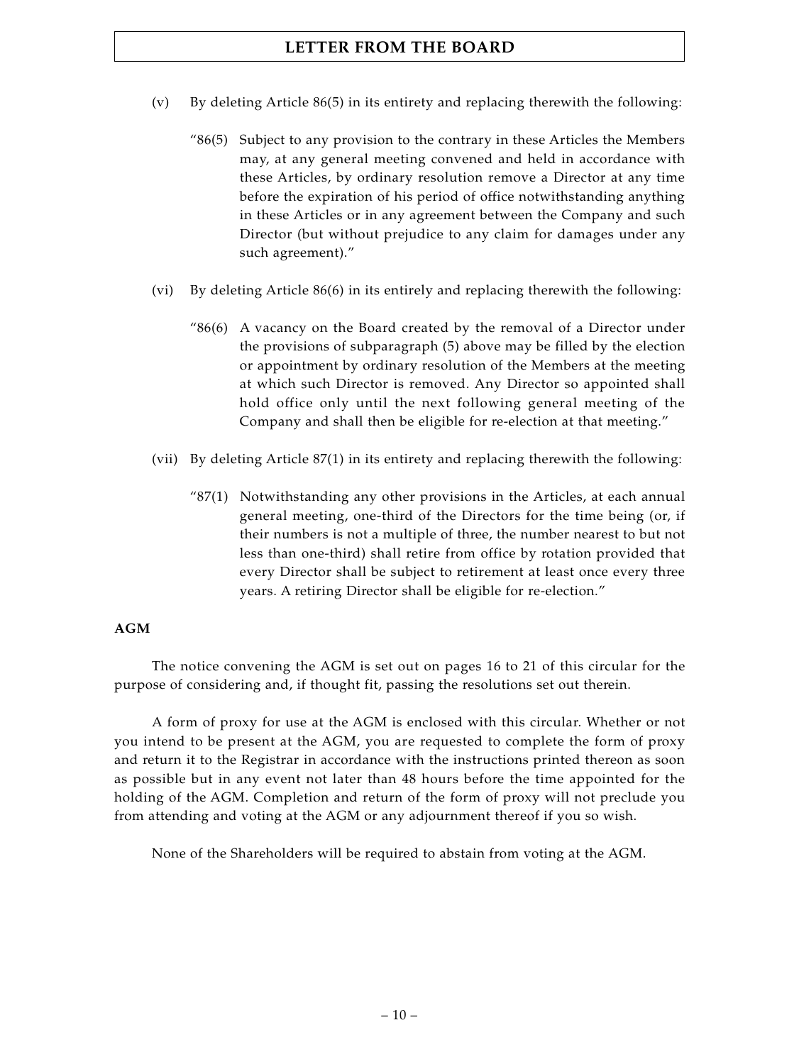(v) By deleting Article 86(5) in its entirety and replacing therewith the following:

"86(5) Subject to any provision to the contrary in these Articles the Members may, at any general meeting convened and held in accordance with these Articles, by ordinary resolution remove a Director at any time before the expiration of his period of office notwithstanding anything in these Articles or in any agreement between the Company and such Director (but without prejudice to any claim for damages under any such agreement)."

(vi) By deleting Article 86(6) in its entirely and replacing therewith the following:

"86(6) A vacancy on the Board created by the removal of a Director under the provisions of subparagraph (5) above may be filled by the election or appointment by ordinary resolution of the Members at the meeting at which such Director is removed. Any Director so appointed shall hold office only until the next following general meeting of the Company and shall then be eligible for re-election at that meeting."

(vii) By deleting Article 87(1) in its entirety and replacing therewith the following:

"87(1) Notwithstanding any other provisions in the Articles, at each annual general meeting, one-third of the Directors for the time being (or, if their numbers is not a multiple of three, the number nearest to but not less than one-third) shall retire from office by rotation provided that every Director shall be subject to retirement at least once every three years. A retiring Director shall be eligible for re-election."

**AGM**

The notice convening the AGM is set out on pages 16 to 21 of this circular for the purpose of considering and, if thought fit, passing the resolutions set out therein.

A form of proxy for use at the AGM is enclosed with this circular. Whether or not you intend to be present at the AGM, you are requested to complete the form of proxy and return it to the Registrar in accordance with the instructions printed thereon as soon as possible but in any event not later than 48 hours before the time appointed for the holding of the AGM. Completion and return of the form of proxy will not preclude you from attending and voting at the AGM or any adjournment thereof if you so wish.

None of the Shareholders will be required to abstain from voting at the AGM.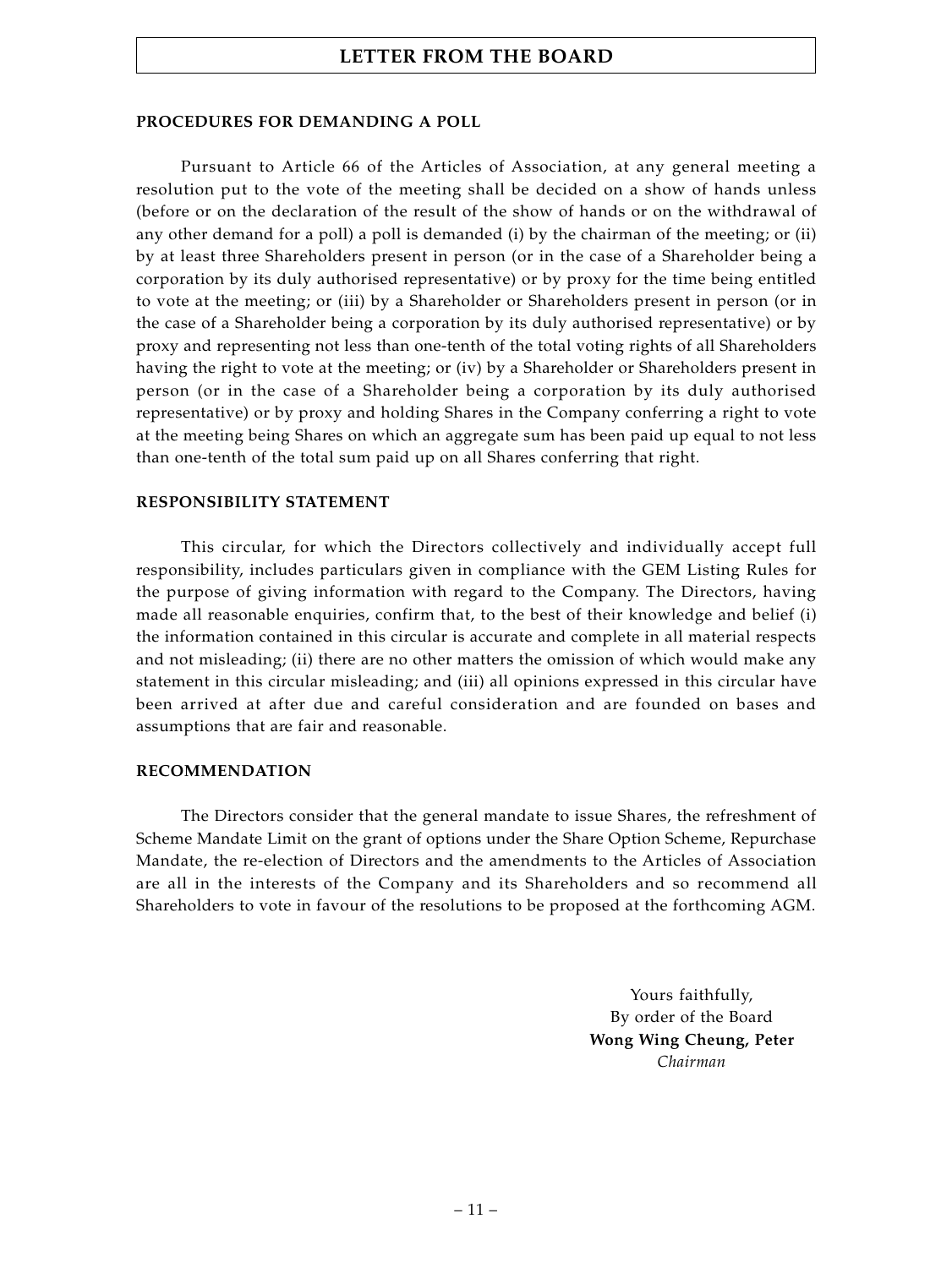## PROCEDURES FOR DEMANDING A POLL

Pursuant to Article 66 of the Articles of Association, at any general meeting a resolution put to the vote of the meeting shall be decided on a show of hands unless (before or on the declaration of the result of the show of hands or on the withdrawal of any other demand for a poll) a poll is demanded (i) by the chairman of the meeting; or (ii) by at least three Shareholders present in person (or in the case of a Shareholder being a corporation by its duly authorised representative) or by proxy for the time being entitled to vote at the meeting; or (iii) by a Shareholder or Shareholders present in person (or in the case of a Shareholder being a corporation by its duly authorised representative) or by proxy and representing not less than one-tenth of the total voting rights of all Shareholders having the right to vote at the meeting; or (iv) by a Shareholder or Shareholders present in person (or in the case of a Shareholder being a corporation by its duly authorised representative) or by proxy and holding Shares in the Company conferring a right to vote at the meeting being Shares on which an aggregate sum has been paid up equal to not less than one-tenth of the total sum paid up on all Shares conferring that right.

## RESPONSIBILITY STATEMENT

This circular, for which the Directors collectively and individually accept full responsibility, includes particulars given in compliance with the GEM Listing Rules for the purpose of giving information with regard to the Company. The Directors, having made all reasonable enquiries, confirm that, to the best of their knowledge and belief (i) the information contained in this circular is accurate and complete in all material respects and not misleading; (ii) there are no other matters the omission of which would make any statement in this circular misleading; and (iii) all opinions expressed in this circular have been arrived at after due and careful consideration and are founded on bases and assumptions that are fair and reasonable.

## RECOMMENDATION

The Directors consider that the general mandate to issue Shares, the refreshment of Scheme Mandate Limit on the grant of options under the Share Option Scheme, Repurchase Mandate, the re-election of Directors and the amendments to the Articles of Association are all in the interests of the Company and its Shareholders and so recommend all Shareholders to vote in favour of the resolutions to be proposed at the forthcoming AGM.

Yours faithfully,
By order of the Board
**Wong Wing Cheung, Peter**
*Chairman*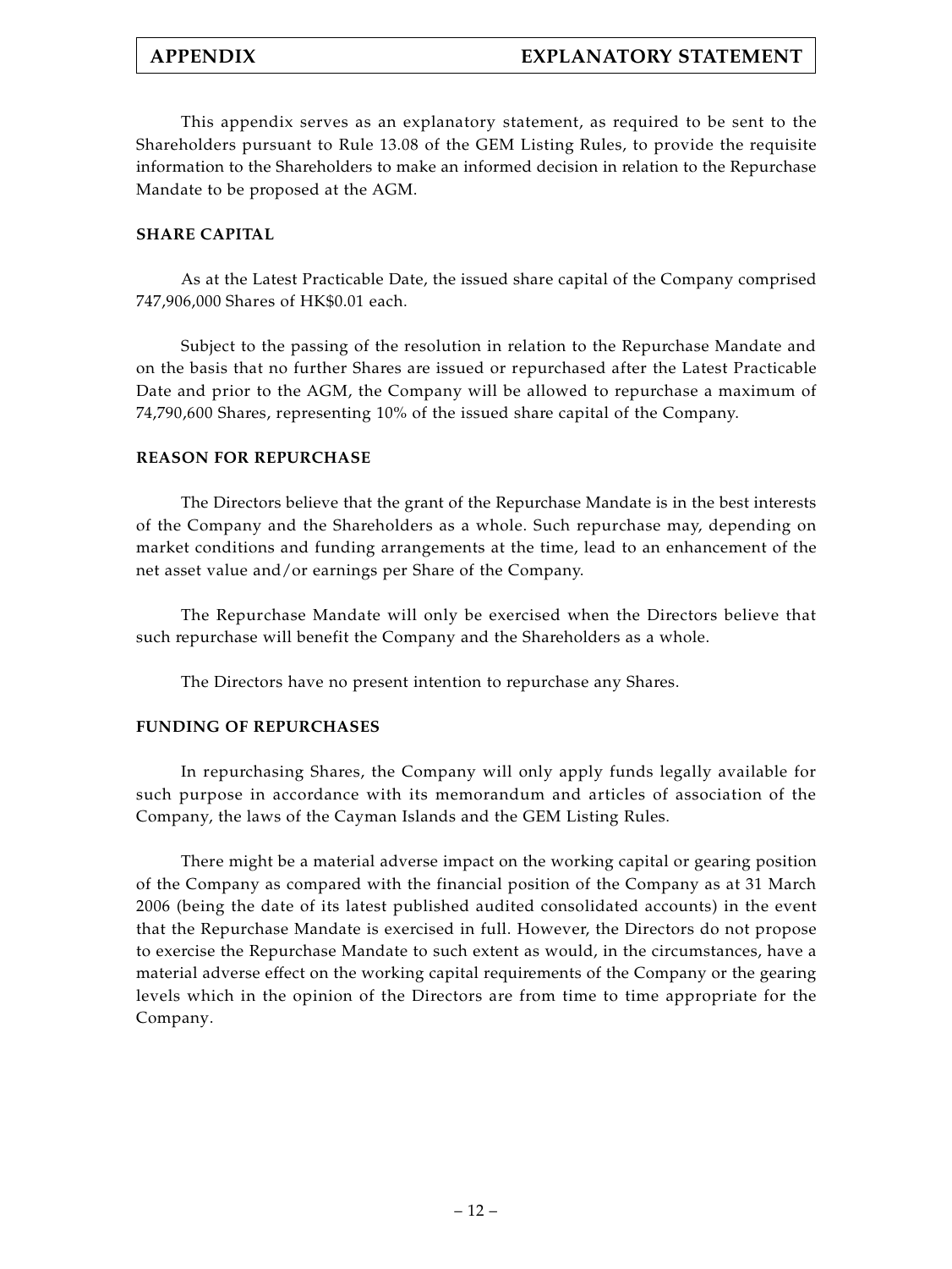This appendix serves as an explanatory statement, as required to be sent to the Shareholders pursuant to Rule 13.08 of the GEM Listing Rules, to provide the requisite information to the Shareholders to make an informed decision in relation to the Repurchase Mandate to be proposed at the AGM.

## SHARE CAPITAL

As at the Latest Practicable Date, the issued share capital of the Company comprised 747,906,000 Shares of HK$0.01 each.

Subject to the passing of the resolution in relation to the Repurchase Mandate and on the basis that no further Shares are issued or repurchased after the Latest Practicable Date and prior to the AGM, the Company will be allowed to repurchase a maximum of 74,790,600 Shares, representing 10% of the issued share capital of the Company.

## REASON FOR REPURCHASE

The Directors believe that the grant of the Repurchase Mandate is in the best interests of the Company and the Shareholders as a whole. Such repurchase may, depending on market conditions and funding arrangements at the time, lead to an enhancement of the net asset value and/or earnings per Share of the Company.

The Repurchase Mandate will only be exercised when the Directors believe that such repurchase will benefit the Company and the Shareholders as a whole.

The Directors have no present intention to repurchase any Shares.

## FUNDING OF REPURCHASES

In repurchasing Shares, the Company will only apply funds legally available for such purpose in accordance with its memorandum and articles of association of the Company, the laws of the Cayman Islands and the GEM Listing Rules.

There might be a material adverse impact on the working capital or gearing position of the Company as compared with the financial position of the Company as at 31 March 2006 (being the date of its latest published audited consolidated accounts) in the event that the Repurchase Mandate is exercised in full. However, the Directors do not propose to exercise the Repurchase Mandate to such extent as would, in the circumstances, have a material adverse effect on the working capital requirements of the Company or the gearing levels which in the opinion of the Directors are from time to time appropriate for the Company.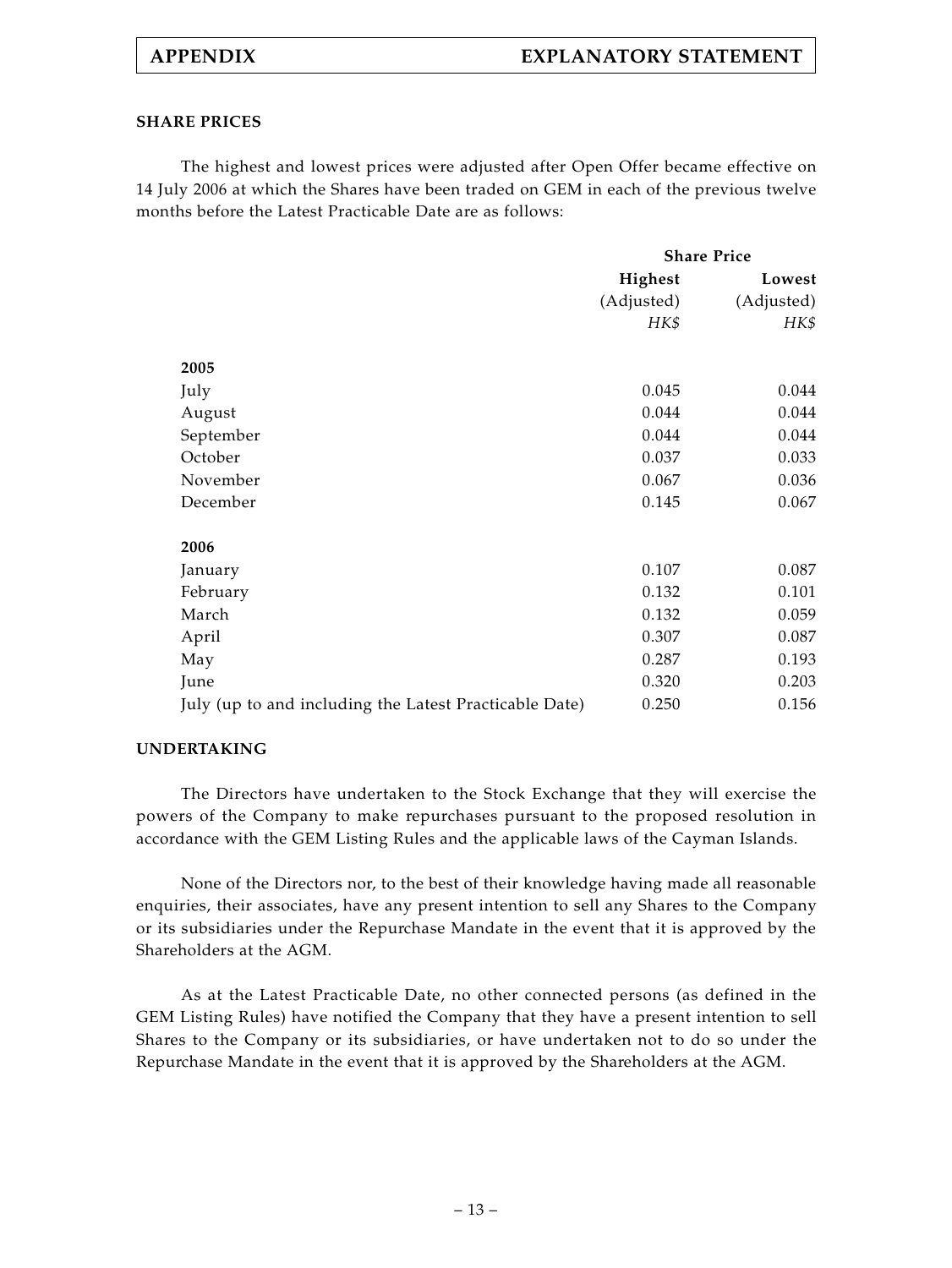## SHARE PRICES

The highest and lowest prices were adjusted after Open Offer became effective on 14 July 2006 at which the Shares have been traded on GEM in each of the previous twelve months before the Latest Practicable Date are as follows:

| | Share Price | |
|---|---|---|
| | Highest (Adjusted) *HK$* | Lowest (Adjusted) *HK$* |
| **2005** | | |
| July | 0.045 | 0.044 |
| August | 0.044 | 0.044 |
| September | 0.044 | 0.044 |
| October | 0.037 | 0.033 |
| November | 0.067 | 0.036 |
| December | 0.145 | 0.067 |
| **2006** | | |
| January | 0.107 | 0.087 |
| February | 0.132 | 0.101 |
| March | 0.132 | 0.059 |
| April | 0.307 | 0.087 |
| May | 0.287 | 0.193 |
| June | 0.320 | 0.203 |
| July (up to and including the Latest Practicable Date) | 0.250 | 0.156 |

## UNDERTAKING

The Directors have undertaken to the Stock Exchange that they will exercise the powers of the Company to make repurchases pursuant to the proposed resolution in accordance with the GEM Listing Rules and the applicable laws of the Cayman Islands.

None of the Directors nor, to the best of their knowledge having made all reasonable enquiries, their associates, have any present intention to sell any Shares to the Company or its subsidiaries under the Repurchase Mandate in the event that it is approved by the Shareholders at the AGM.

As at the Latest Practicable Date, no other connected persons (as defined in the GEM Listing Rules) have notified the Company that they have a present intention to sell Shares to the Company or its subsidiaries, or have undertaken not to do so under the Repurchase Mandate in the event that it is approved by the Shareholders at the AGM.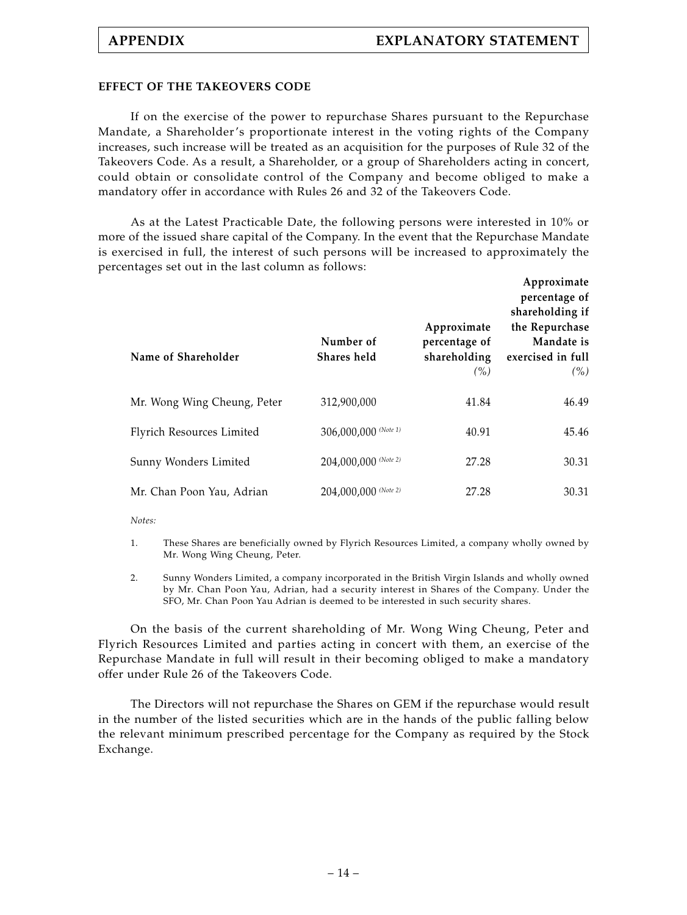## EFFECT OF THE TAKEOVERS CODE

If on the exercise of the power to repurchase Shares pursuant to the Repurchase Mandate, a Shareholder's proportionate interest in the voting rights of the Company increases, such increase will be treated as an acquisition for the purposes of Rule 32 of the Takeovers Code. As a result, a Shareholder, or a group of Shareholders acting in concert, could obtain or consolidate control of the Company and become obliged to make a mandatory offer in accordance with Rules 26 and 32 of the Takeovers Code.

As at the Latest Practicable Date, the following persons were interested in 10% or more of the issued share capital of the Company. In the event that the Repurchase Mandate is exercised in full, the interest of such persons will be increased to approximately the percentages set out in the last column as follows:

| Name of Shareholder | Number of Shares held | Approximate percentage of shareholding (%) | Approximate percentage of shareholding if the Repurchase Mandate is exercised in full (%) |
|---|---|---|---|
| Mr. Wong Wing Cheung, Peter | 312,900,000 | 41.84 | 46.49 |
| Flyrich Resources Limited | 306,000,000 (Note 1) | 40.91 | 45.46 |
| Sunny Wonders Limited | 204,000,000 (Note 2) | 27.28 | 30.31 |
| Mr. Chan Poon Yau, Adrian | 204,000,000 (Note 2) | 27.28 | 30.31 |

*Notes:*

1. These Shares are beneficially owned by Flyrich Resources Limited, a company wholly owned by Mr. Wong Wing Cheung, Peter.

2. Sunny Wonders Limited, a company incorporated in the British Virgin Islands and wholly owned by Mr. Chan Poon Yau, Adrian, had a security interest in Shares of the Company. Under the SFO, Mr. Chan Poon Yau Adrian is deemed to be interested in such security shares.

On the basis of the current shareholding of Mr. Wong Wing Cheung, Peter and Flyrich Resources Limited and parties acting in concert with them, an exercise of the Repurchase Mandate in full will result in their becoming obliged to make a mandatory offer under Rule 26 of the Takeovers Code.

The Directors will not repurchase the Shares on GEM if the repurchase would result in the number of the listed securities which are in the hands of the public falling below the relevant minimum prescribed percentage for the Company as required by the Stock Exchange.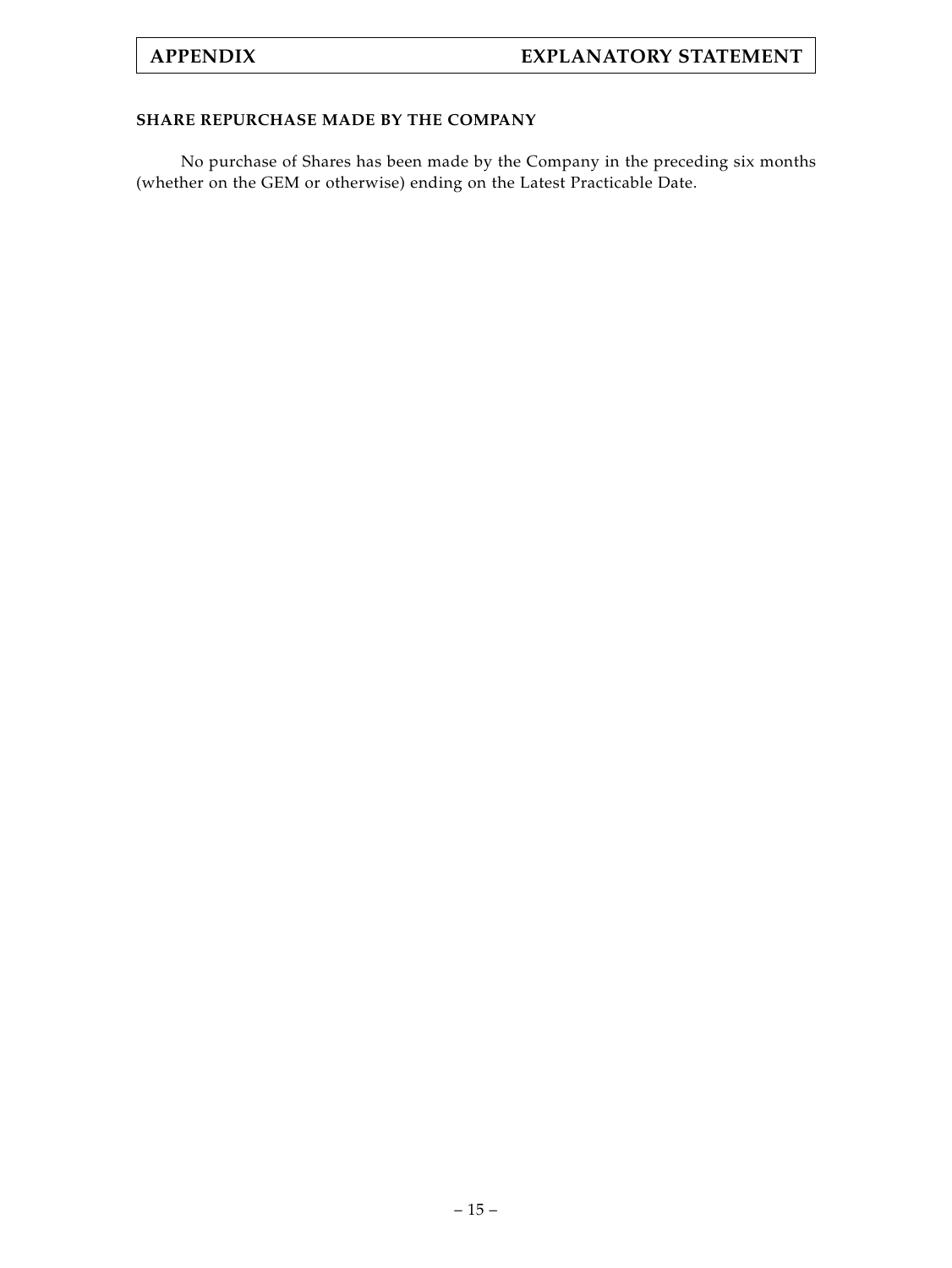### SHARE REPURCHASE MADE BY THE COMPANY

No purchase of Shares has been made by the Company in the preceding six months (whether on the GEM or otherwise) ending on the Latest Practicable Date.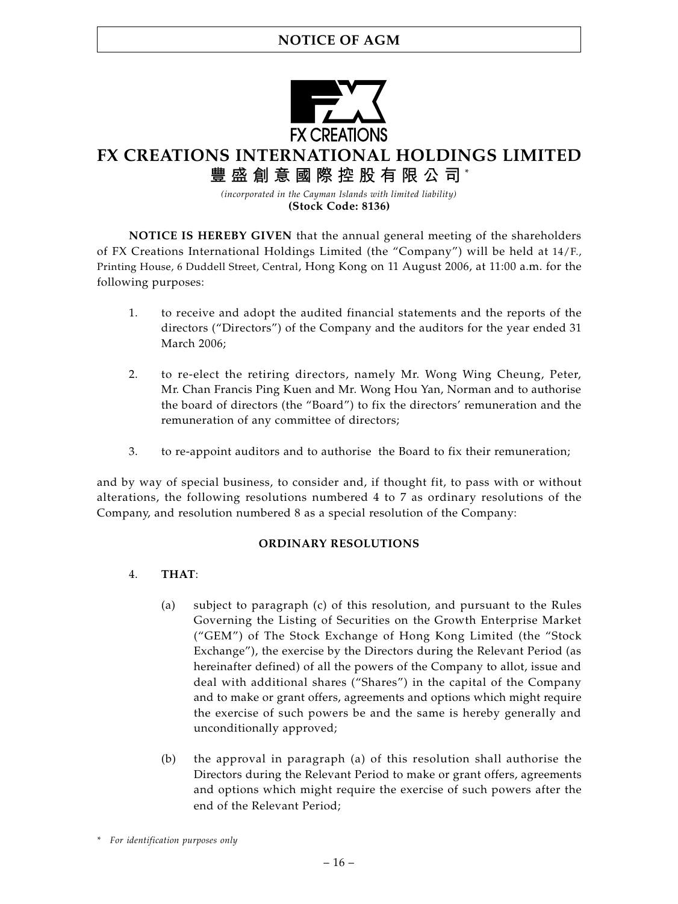FX CREATIONS

# FX CREATIONS INTERNATIONAL HOLDINGS LIMITED

## 豐盛創意國際控股有限公司*

*(incorporated in the Cayman Islands with limited liability)*

**(Stock Code: 8136)**

**NOTICE IS HEREBY GIVEN** that the annual general meeting of the shareholders of FX Creations International Holdings Limited (the "Company") will be held at 14/F., Printing House, 6 Duddell Street, Central, Hong Kong on 11 August 2006, at 11:00 a.m. for the following purposes:

1. to receive and adopt the audited financial statements and the reports of the directors ("Directors") of the Company and the auditors for the year ended 31 March 2006;

2. to re-elect the retiring directors, namely Mr. Wong Wing Cheung, Peter, Mr. Chan Francis Ping Kuen and Mr. Wong Hou Yan, Norman and to authorise the board of directors (the "Board") to fix the directors' remuneration and the remuneration of any committee of directors;

3. to re-appoint auditors and to authorise the Board to fix their remuneration;

and by way of special business, to consider and, if thought fit, to pass with or without alterations, the following resolutions numbered 4 to 7 as ordinary resolutions of the Company, and resolution numbered 8 as a special resolution of the Company:

**ORDINARY RESOLUTIONS**

4. **THAT**:

   (a) subject to paragraph (c) of this resolution, and pursuant to the Rules Governing the Listing of Securities on the Growth Enterprise Market ("GEM") of The Stock Exchange of Hong Kong Limited (the "Stock Exchange"), the exercise by the Directors during the Relevant Period (as hereinafter defined) of all the powers of the Company to allot, issue and deal with additional shares ("Shares") in the capital of the Company and to make or grant offers, agreements and options which might require the exercise of such powers be and the same is hereby generally and unconditionally approved;

   (b) the approval in paragraph (a) of this resolution shall authorise the Directors during the Relevant Period to make or grant offers, agreements and options which might require the exercise of such powers after the end of the Relevant Period;

* *For identification purposes only*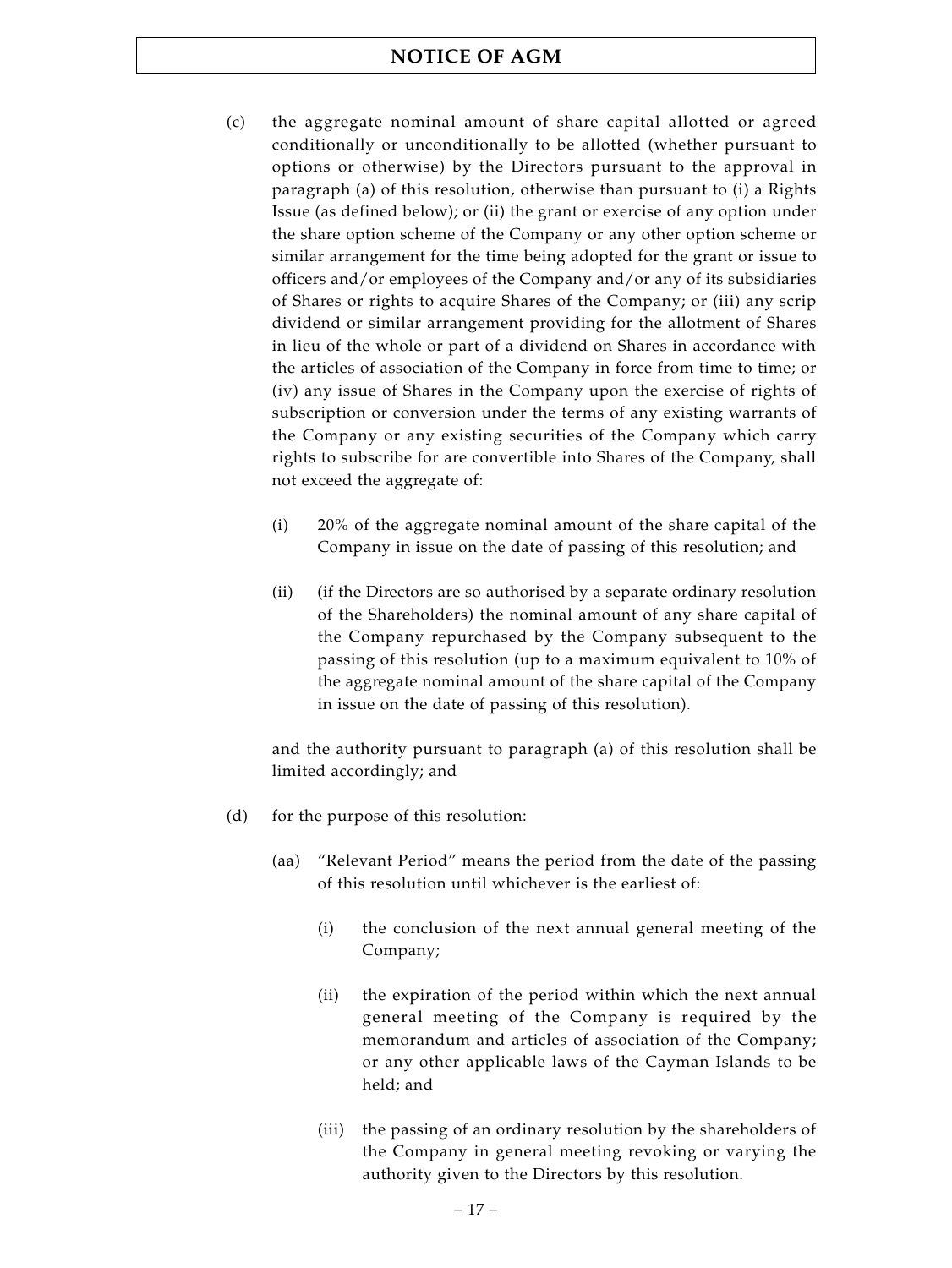(c) the aggregate nominal amount of share capital allotted or agreed conditionally or unconditionally to be allotted (whether pursuant to options or otherwise) by the Directors pursuant to the approval in paragraph (a) of this resolution, otherwise than pursuant to (i) a Rights Issue (as defined below); or (ii) the grant or exercise of any option under the share option scheme of the Company or any other option scheme or similar arrangement for the time being adopted for the grant or issue to officers and/or employees of the Company and/or any of its subsidiaries of Shares or rights to acquire Shares of the Company; or (iii) any scrip dividend or similar arrangement providing for the allotment of Shares in lieu of the whole or part of a dividend on Shares in accordance with the articles of association of the Company in force from time to time; or (iv) any issue of Shares in the Company upon the exercise of rights of subscription or conversion under the terms of any existing warrants of the Company or any existing securities of the Company which carry rights to subscribe for are convertible into Shares of the Company, shall not exceed the aggregate of:

  (i) 20% of the aggregate nominal amount of the share capital of the Company in issue on the date of passing of this resolution; and

  (ii) (if the Directors are so authorised by a separate ordinary resolution of the Shareholders) the nominal amount of any share capital of the Company repurchased by the Company subsequent to the passing of this resolution (up to a maximum equivalent to 10% of the aggregate nominal amount of the share capital of the Company in issue on the date of passing of this resolution).

  and the authority pursuant to paragraph (a) of this resolution shall be limited accordingly; and

(d) for the purpose of this resolution:

  (aa) "Relevant Period" means the period from the date of the passing of this resolution until whichever is the earliest of:

    (i) the conclusion of the next annual general meeting of the Company;

    (ii) the expiration of the period within which the next annual general meeting of the Company is required by the memorandum and articles of association of the Company; or any other applicable laws of the Cayman Islands to be held; and

    (iii) the passing of an ordinary resolution by the shareholders of the Company in general meeting revoking or varying the authority given to the Directors by this resolution.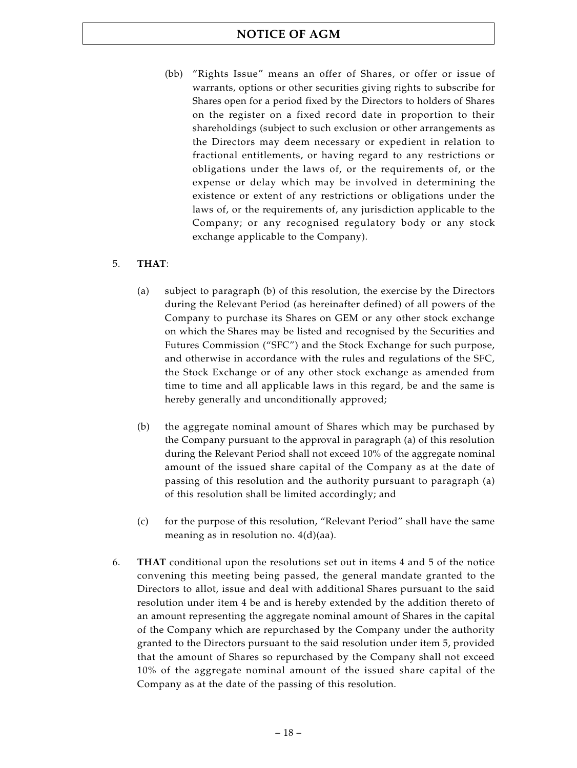(bb) "Rights Issue" means an offer of Shares, or offer or issue of warrants, options or other securities giving rights to subscribe for Shares open for a period fixed by the Directors to holders of Shares on the register on a fixed record date in proportion to their shareholdings (subject to such exclusion or other arrangements as the Directors may deem necessary or expedient in relation to fractional entitlements, or having regard to any restrictions or obligations under the laws of, or the requirements of, or the expense or delay which may be involved in determining the existence or extent of any restrictions or obligations under the laws of, or the requirements of, any jurisdiction applicable to the Company; or any recognised regulatory body or any stock exchange applicable to the Company).

5. **THAT**:

   (a) subject to paragraph (b) of this resolution, the exercise by the Directors during the Relevant Period (as hereinafter defined) of all powers of the Company to purchase its Shares on GEM or any other stock exchange on which the Shares may be listed and recognised by the Securities and Futures Commission ("SFC") and the Stock Exchange for such purpose, and otherwise in accordance with the rules and regulations of the SFC, the Stock Exchange or of any other stock exchange as amended from time to time and all applicable laws in this regard, be and the same is hereby generally and unconditionally approved;

   (b) the aggregate nominal amount of Shares which may be purchased by the Company pursuant to the approval in paragraph (a) of this resolution during the Relevant Period shall not exceed 10% of the aggregate nominal amount of the issued share capital of the Company as at the date of passing of this resolution and the authority pursuant to paragraph (a) of this resolution shall be limited accordingly; and

   (c) for the purpose of this resolution, "Relevant Period" shall have the same meaning as in resolution no. 4(d)(aa).

6. **THAT** conditional upon the resolutions set out in items 4 and 5 of the notice convening this meeting being passed, the general mandate granted to the Directors to allot, issue and deal with additional Shares pursuant to the said resolution under item 4 be and is hereby extended by the addition thereto of an amount representing the aggregate nominal amount of Shares in the capital of the Company which are repurchased by the Company under the authority granted to the Directors pursuant to the said resolution under item 5, provided that the amount of Shares so repurchased by the Company shall not exceed 10% of the aggregate nominal amount of the issued share capital of the Company as at the date of the passing of this resolution.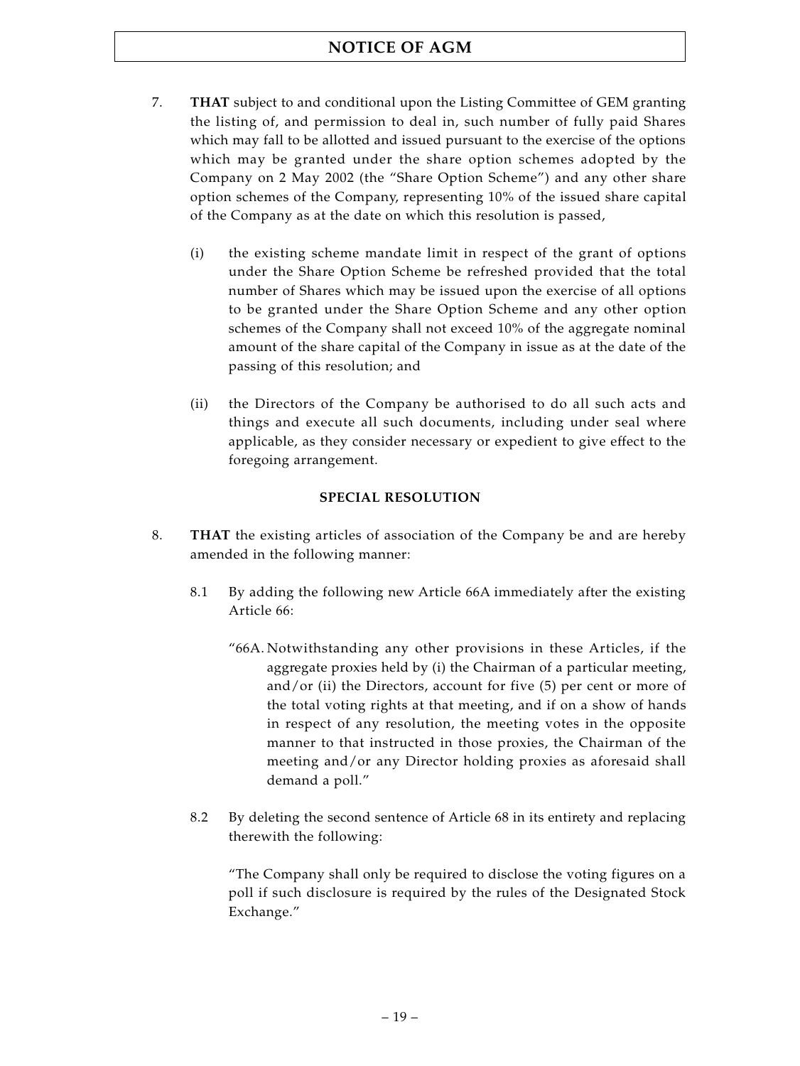7. **THAT** subject to and conditional upon the Listing Committee of GEM granting the listing of, and permission to deal in, such number of fully paid Shares which may fall to be allotted and issued pursuant to the exercise of the options which may be granted under the share option schemes adopted by the Company on 2 May 2002 (the "Share Option Scheme") and any other share option schemes of the Company, representing 10% of the issued share capital of the Company as at the date on which this resolution is passed,

   (i) the existing scheme mandate limit in respect of the grant of options under the Share Option Scheme be refreshed provided that the total number of Shares which may be issued upon the exercise of all options to be granted under the Share Option Scheme and any other option schemes of the Company shall not exceed 10% of the aggregate nominal amount of the share capital of the Company in issue as at the date of the passing of this resolution; and

   (ii) the Directors of the Company be authorised to do all such acts and things and execute all such documents, including under seal where applicable, as they consider necessary or expedient to give effect to the foregoing arrangement.

**SPECIAL RESOLUTION**

8. **THAT** the existing articles of association of the Company be and are hereby amended in the following manner:

   8.1 By adding the following new Article 66A immediately after the existing Article 66:

   "66A. Notwithstanding any other provisions in these Articles, if the aggregate proxies held by (i) the Chairman of a particular meeting, and/or (ii) the Directors, account for five (5) per cent or more of the total voting rights at that meeting, and if on a show of hands in respect of any resolution, the meeting votes in the opposite manner to that instructed in those proxies, the Chairman of the meeting and/or any Director holding proxies as aforesaid shall demand a poll."

   8.2 By deleting the second sentence of Article 68 in its entirety and replacing therewith the following:

   "The Company shall only be required to disclose the voting figures on a poll if such disclosure is required by the rules of the Designated Stock Exchange."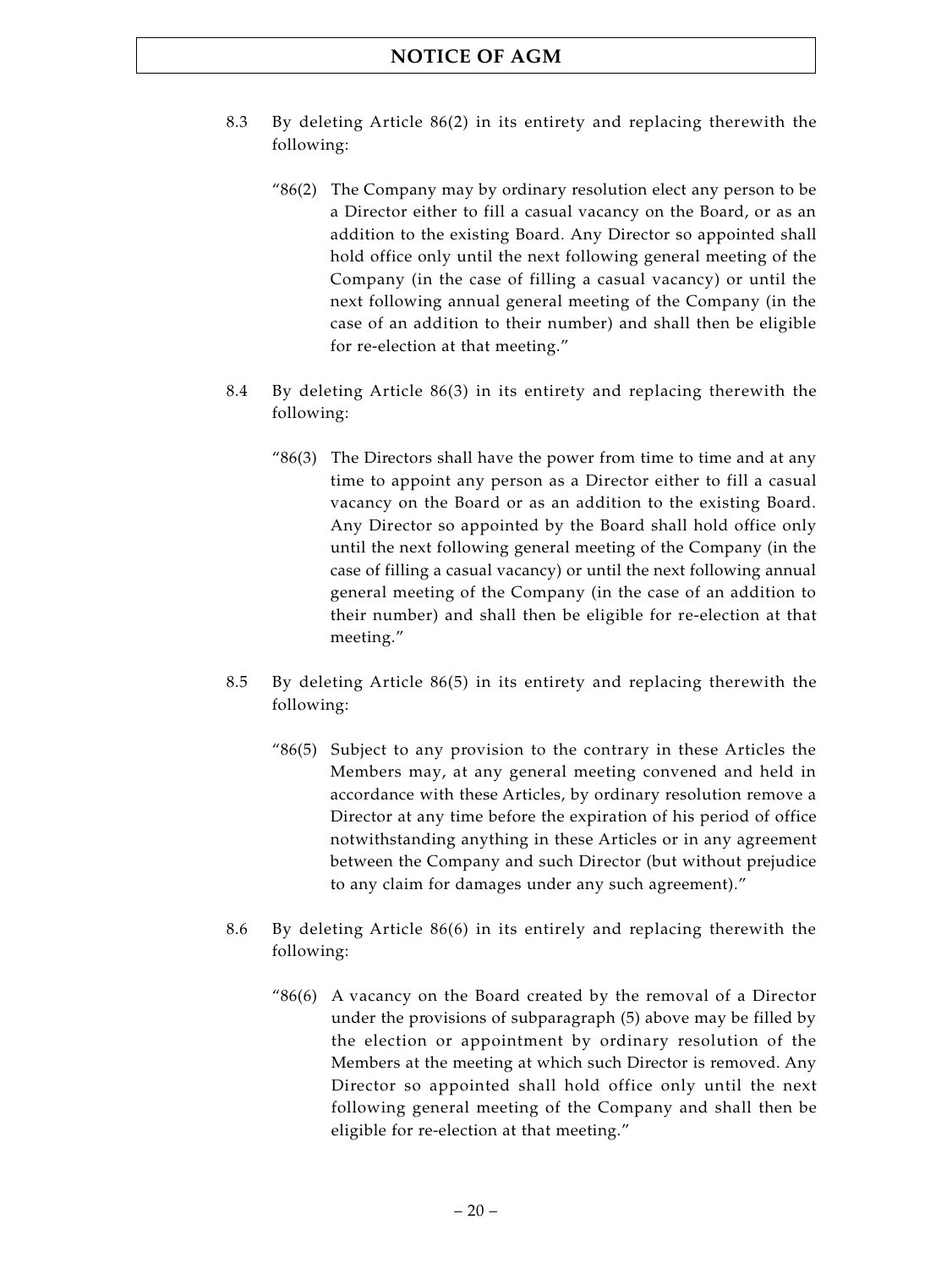8.3 By deleting Article 86(2) in its entirety and replacing therewith the following:

"86(2) The Company may by ordinary resolution elect any person to be a Director either to fill a casual vacancy on the Board, or as an addition to the existing Board. Any Director so appointed shall hold office only until the next following general meeting of the Company (in the case of filling a casual vacancy) or until the next following annual general meeting of the Company (in the case of an addition to their number) and shall then be eligible for re-election at that meeting."

8.4 By deleting Article 86(3) in its entirety and replacing therewith the following:

"86(3) The Directors shall have the power from time to time and at any time to appoint any person as a Director either to fill a casual vacancy on the Board or as an addition to the existing Board. Any Director so appointed by the Board shall hold office only until the next following general meeting of the Company (in the case of filling a casual vacancy) or until the next following annual general meeting of the Company (in the case of an addition to their number) and shall then be eligible for re-election at that meeting."

8.5 By deleting Article 86(5) in its entirety and replacing therewith the following:

"86(5) Subject to any provision to the contrary in these Articles the Members may, at any general meeting convened and held in accordance with these Articles, by ordinary resolution remove a Director at any time before the expiration of his period of office notwithstanding anything in these Articles or in any agreement between the Company and such Director (but without prejudice to any claim for damages under any such agreement)."

8.6 By deleting Article 86(6) in its entirely and replacing therewith the following:

"86(6) A vacancy on the Board created by the removal of a Director under the provisions of subparagraph (5) above may be filled by the election or appointment by ordinary resolution of the Members at the meeting at which such Director is removed. Any Director so appointed shall hold office only until the next following general meeting of the Company and shall then be eligible for re-election at that meeting."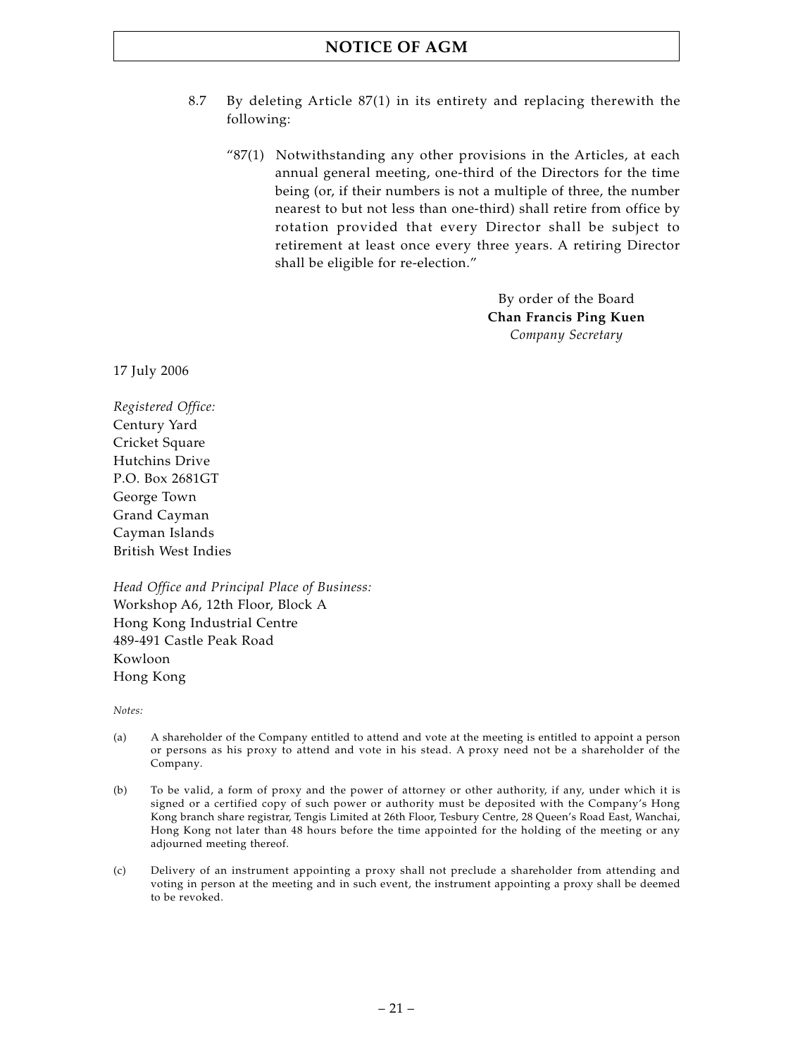8.7 By deleting Article 87(1) in its entirety and replacing therewith the following:

"87(1) Notwithstanding any other provisions in the Articles, at each annual general meeting, one-third of the Directors for the time being (or, if their numbers is not a multiple of three, the number nearest to but not less than one-third) shall retire from office by rotation provided that every Director shall be subject to retirement at least once every three years. A retiring Director shall be eligible for re-election."

By order of the Board
**Chan Francis Ping Kuen**
*Company Secretary*

17 July 2006

*Registered Office:*
Century Yard
Cricket Square
Hutchins Drive
P.O. Box 2681GT
George Town
Grand Cayman
Cayman Islands
British West Indies

*Head Office and Principal Place of Business:*
Workshop A6, 12th Floor, Block A
Hong Kong Industrial Centre
489-491 Castle Peak Road
Kowloon
Hong Kong

*Notes:*

(a) A shareholder of the Company entitled to attend and vote at the meeting is entitled to appoint a person or persons as his proxy to attend and vote in his stead. A proxy need not be a shareholder of the Company.

(b) To be valid, a form of proxy and the power of attorney or other authority, if any, under which it is signed or a certified copy of such power or authority must be deposited with the Company's Hong Kong branch share registrar, Tengis Limited at 26th Floor, Tesbury Centre, 28 Queen's Road East, Wanchai, Hong Kong not later than 48 hours before the time appointed for the holding of the meeting or any adjourned meeting thereof.

(c) Delivery of an instrument appointing a proxy shall not preclude a shareholder from attending and voting in person at the meeting and in such event, the instrument appointing a proxy shall be deemed to be revoked.